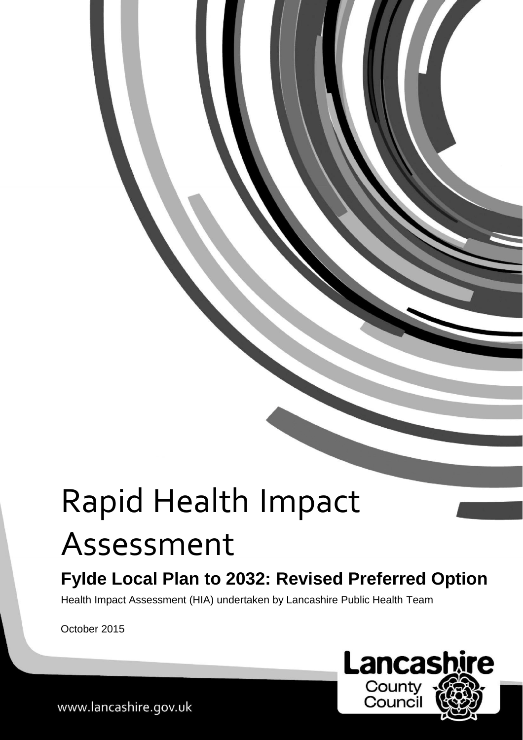# Rapid Health Impact Assessment

## Fylde Local Plan to 2032: Revised Preferred Option

Health Impact Assessment (HIA) undertaken by Lancashire Public Health Team

October 2015

Lancashire County Council

www.lancashire.gov.uk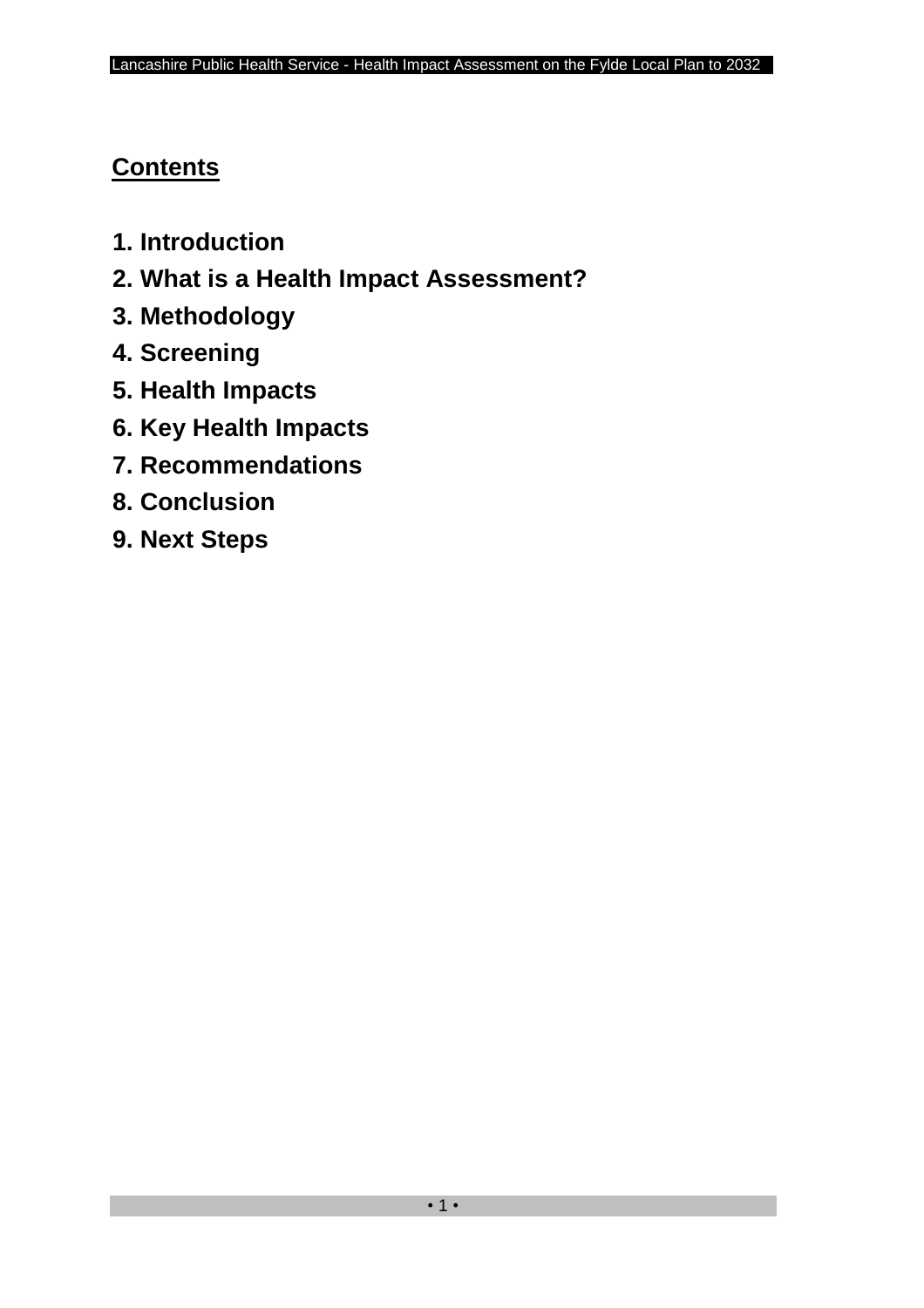## Contents

1. **Introduction**
2. **What is a Health Impact Assessment?**
3. **Methodology**
4. **Screening**
5. **Health Impacts**
6. **Key Health Impacts**
7. **Recommendations**
8. **Conclusion**
9. **Next Steps**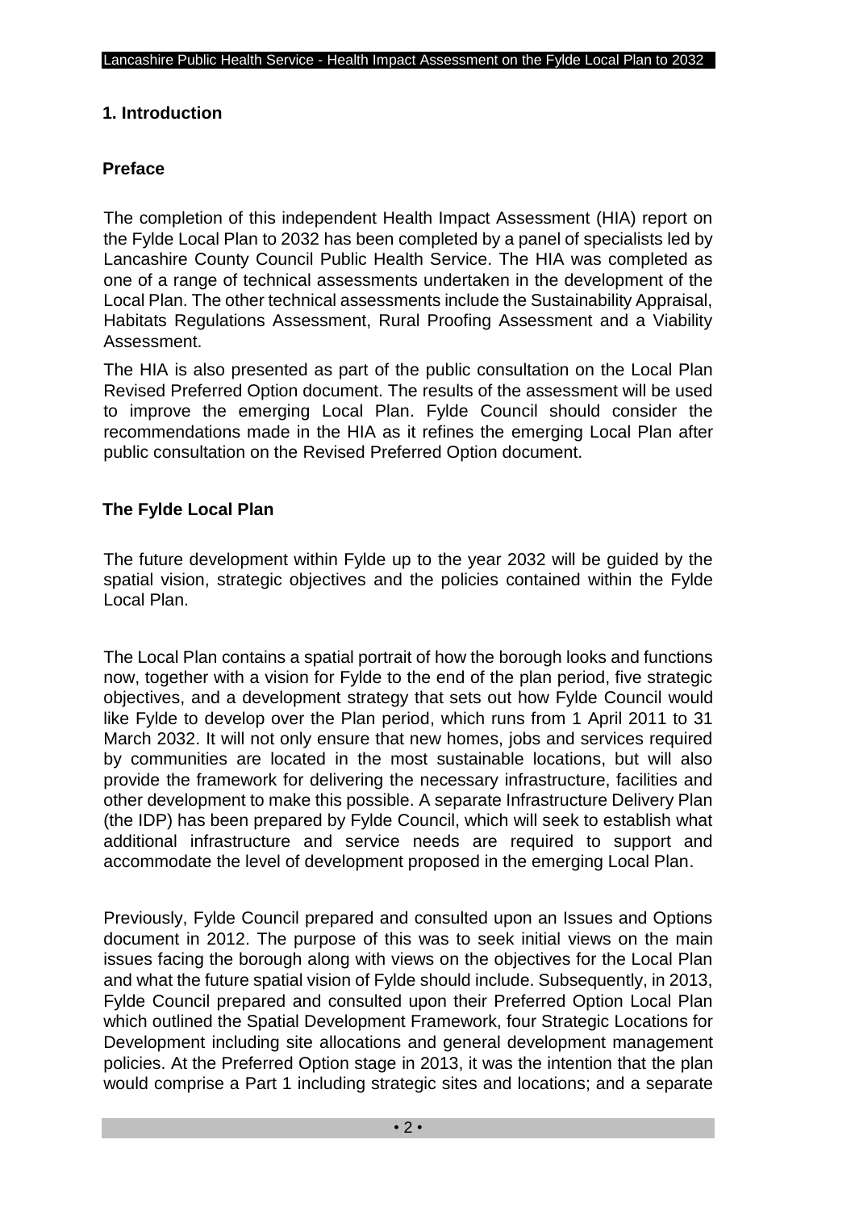## 1. Introduction

### Preface

The completion of this independent Health Impact Assessment (HIA) report on the Fylde Local Plan to 2032 has been completed by a panel of specialists led by Lancashire County Council Public Health Service. The HIA was completed as one of a range of technical assessments undertaken in the development of the Local Plan. The other technical assessments include the Sustainability Appraisal, Habitats Regulations Assessment, Rural Proofing Assessment and a Viability Assessment.

The HIA is also presented as part of the public consultation on the Local Plan Revised Preferred Option document. The results of the assessment will be used to improve the emerging Local Plan. Fylde Council should consider the recommendations made in the HIA as it refines the emerging Local Plan after public consultation on the Revised Preferred Option document.

### The Fylde Local Plan

The future development within Fylde up to the year 2032 will be guided by the spatial vision, strategic objectives and the policies contained within the Fylde Local Plan.

The Local Plan contains a spatial portrait of how the borough looks and functions now, together with a vision for Fylde to the end of the plan period, five strategic objectives, and a development strategy that sets out how Fylde Council would like Fylde to develop over the Plan period, which runs from 1 April 2011 to 31 March 2032. It will not only ensure that new homes, jobs and services required by communities are located in the most sustainable locations, but will also provide the framework for delivering the necessary infrastructure, facilities and other development to make this possible. A separate Infrastructure Delivery Plan (the IDP) has been prepared by Fylde Council, which will seek to establish what additional infrastructure and service needs are required to support and accommodate the level of development proposed in the emerging Local Plan.

Previously, Fylde Council prepared and consulted upon an Issues and Options document in 2012. The purpose of this was to seek initial views on the main issues facing the borough along with views on the objectives for the Local Plan and what the future spatial vision of Fylde should include. Subsequently, in 2013, Fylde Council prepared and consulted upon their Preferred Option Local Plan which outlined the Spatial Development Framework, four Strategic Locations for Development including site allocations and general development management policies. At the Preferred Option stage in 2013, it was the intention that the plan would comprise a Part 1 including strategic sites and locations; and a separate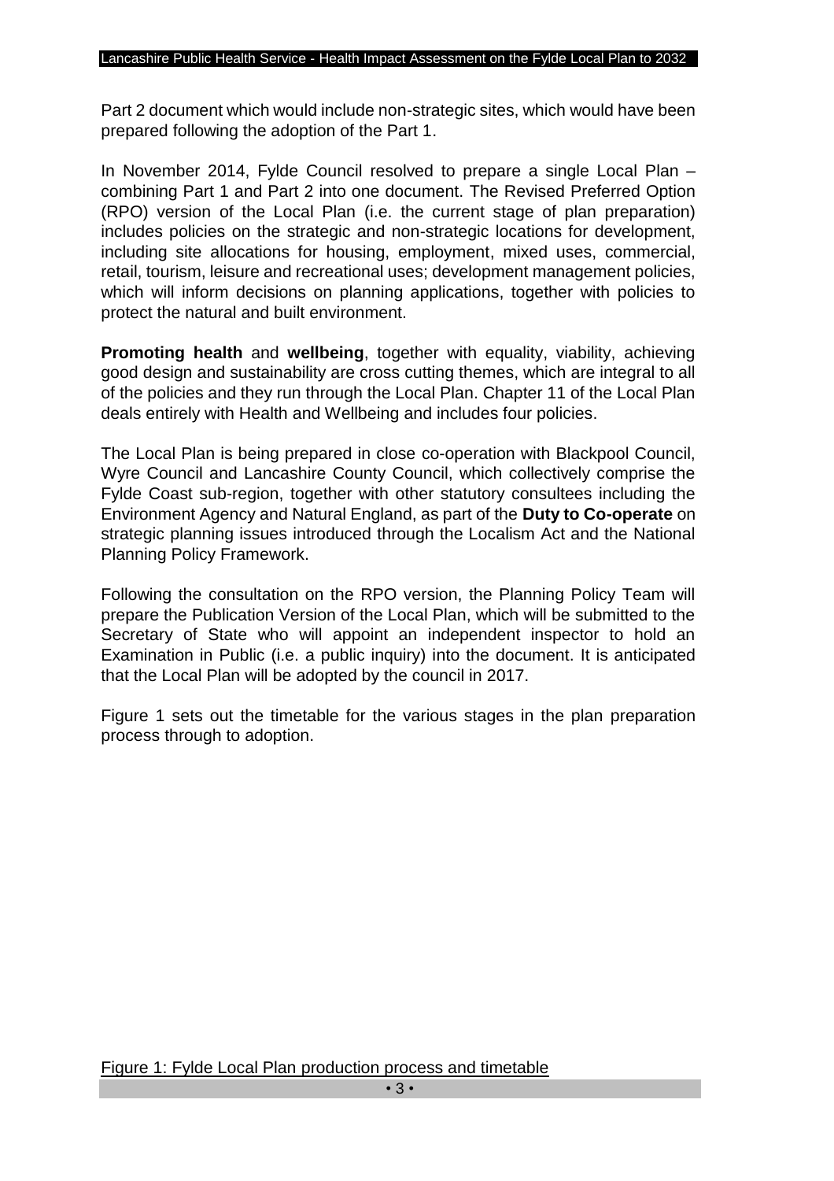Part 2 document which would include non-strategic sites, which would have been prepared following the adoption of the Part 1.

In November 2014, Fylde Council resolved to prepare a single Local Plan – combining Part 1 and Part 2 into one document. The Revised Preferred Option (RPO) version of the Local Plan (i.e. the current stage of plan preparation) includes policies on the strategic and non-strategic locations for development, including site allocations for housing, employment, mixed uses, commercial, retail, tourism, leisure and recreational uses; development management policies, which will inform decisions on planning applications, together with policies to protect the natural and built environment.

**Promoting health** and **wellbeing**, together with equality, viability, achieving good design and sustainability are cross cutting themes, which are integral to all of the policies and they run through the Local Plan. Chapter 11 of the Local Plan deals entirely with Health and Wellbeing and includes four policies.

The Local Plan is being prepared in close co-operation with Blackpool Council, Wyre Council and Lancashire County Council, which collectively comprise the Fylde Coast sub-region, together with other statutory consultees including the Environment Agency and Natural England, as part of the **Duty to Co-operate** on strategic planning issues introduced through the Localism Act and the National Planning Policy Framework.

Following the consultation on the RPO version, the Planning Policy Team will prepare the Publication Version of the Local Plan, which will be submitted to the Secretary of State who will appoint an independent inspector to hold an Examination in Public (i.e. a public inquiry) into the document. It is anticipated that the Local Plan will be adopted by the council in 2017.

Figure 1 sets out the timetable for the various stages in the plan preparation process through to adoption.

Figure 1: Fylde Local Plan production process and timetable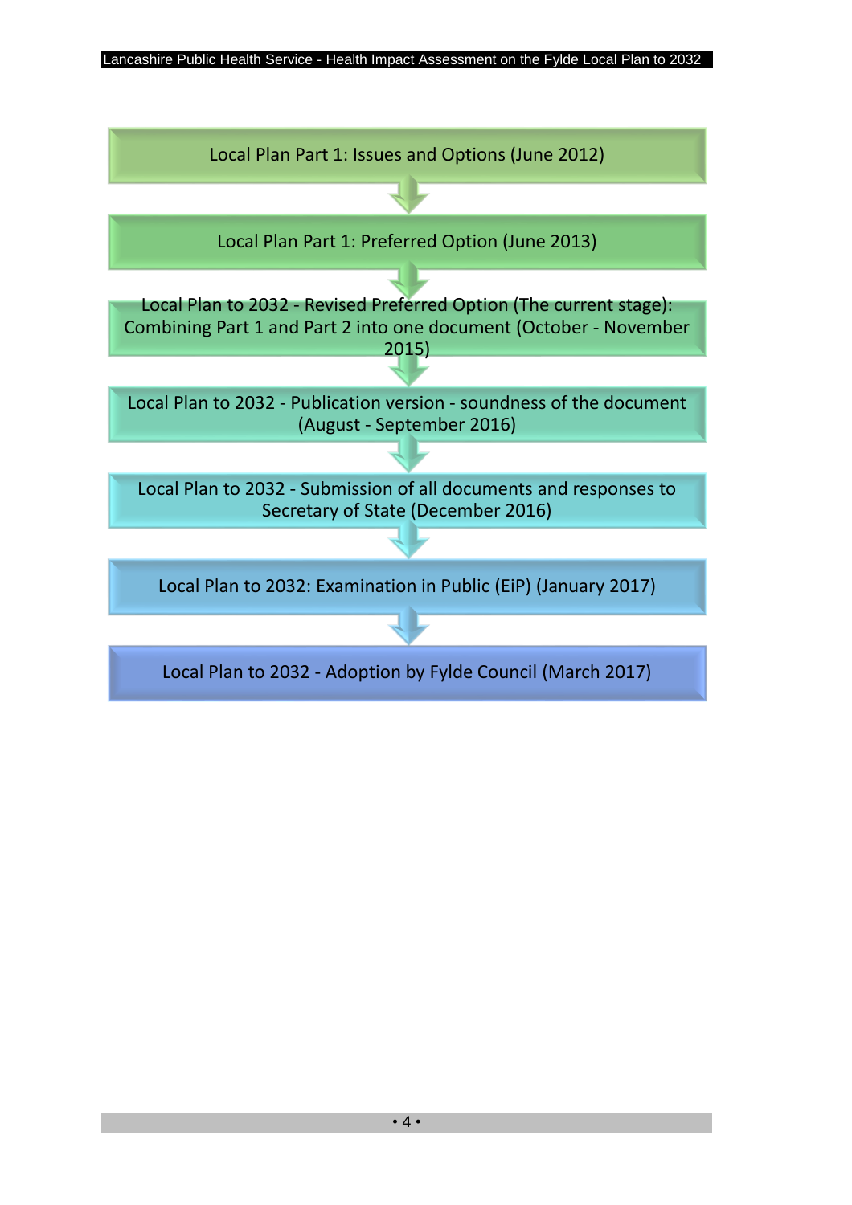Local Plan Part 1: Issues and Options (June 2012)

↓

Local Plan Part 1: Preferred Option (June 2013)

↓

Local Plan to 2032 - Revised Preferred Option (The current stage): Combining Part 1 and Part 2 into one document (October - November 2015)

↓

Local Plan to 2032 - Publication version - soundness of the document (August - September 2016)

↓

Local Plan to 2032 - Submission of all documents and responses to Secretary of State (December 2016)

↓

Local Plan to 2032: Examination in Public (EiP) (January 2017)

↓

Local Plan to 2032 - Adoption by Fylde Council (March 2017)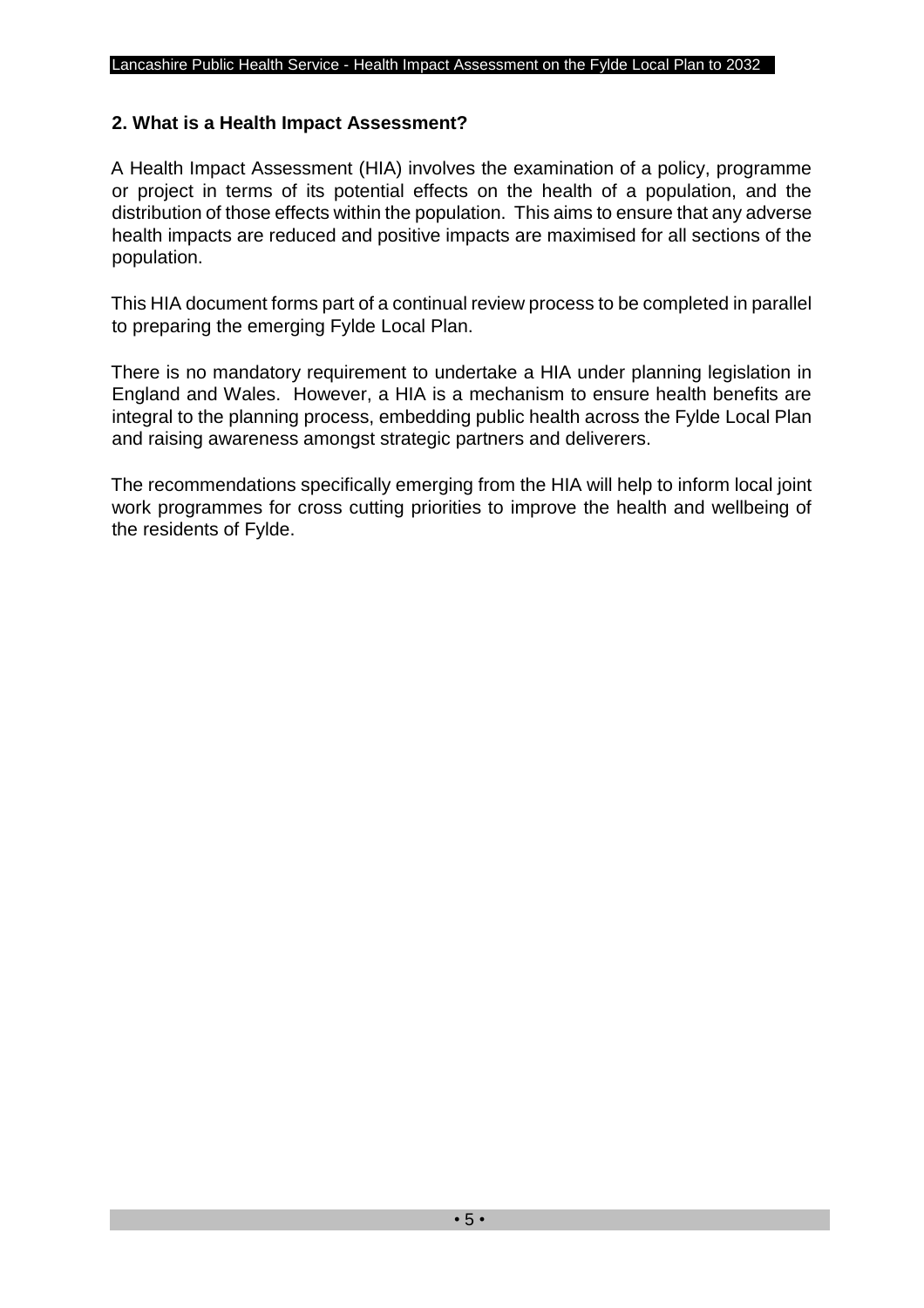## 2. What is a Health Impact Assessment?

A Health Impact Assessment (HIA) involves the examination of a policy, programme or project in terms of its potential effects on the health of a population, and the distribution of those effects within the population. This aims to ensure that any adverse health impacts are reduced and positive impacts are maximised for all sections of the population.

This HIA document forms part of a continual review process to be completed in parallel to preparing the emerging Fylde Local Plan.

There is no mandatory requirement to undertake a HIA under planning legislation in England and Wales. However, a HIA is a mechanism to ensure health benefits are integral to the planning process, embedding public health across the Fylde Local Plan and raising awareness amongst strategic partners and deliverers.

The recommendations specifically emerging from the HIA will help to inform local joint work programmes for cross cutting priorities to improve the health and wellbeing of the residents of Fylde.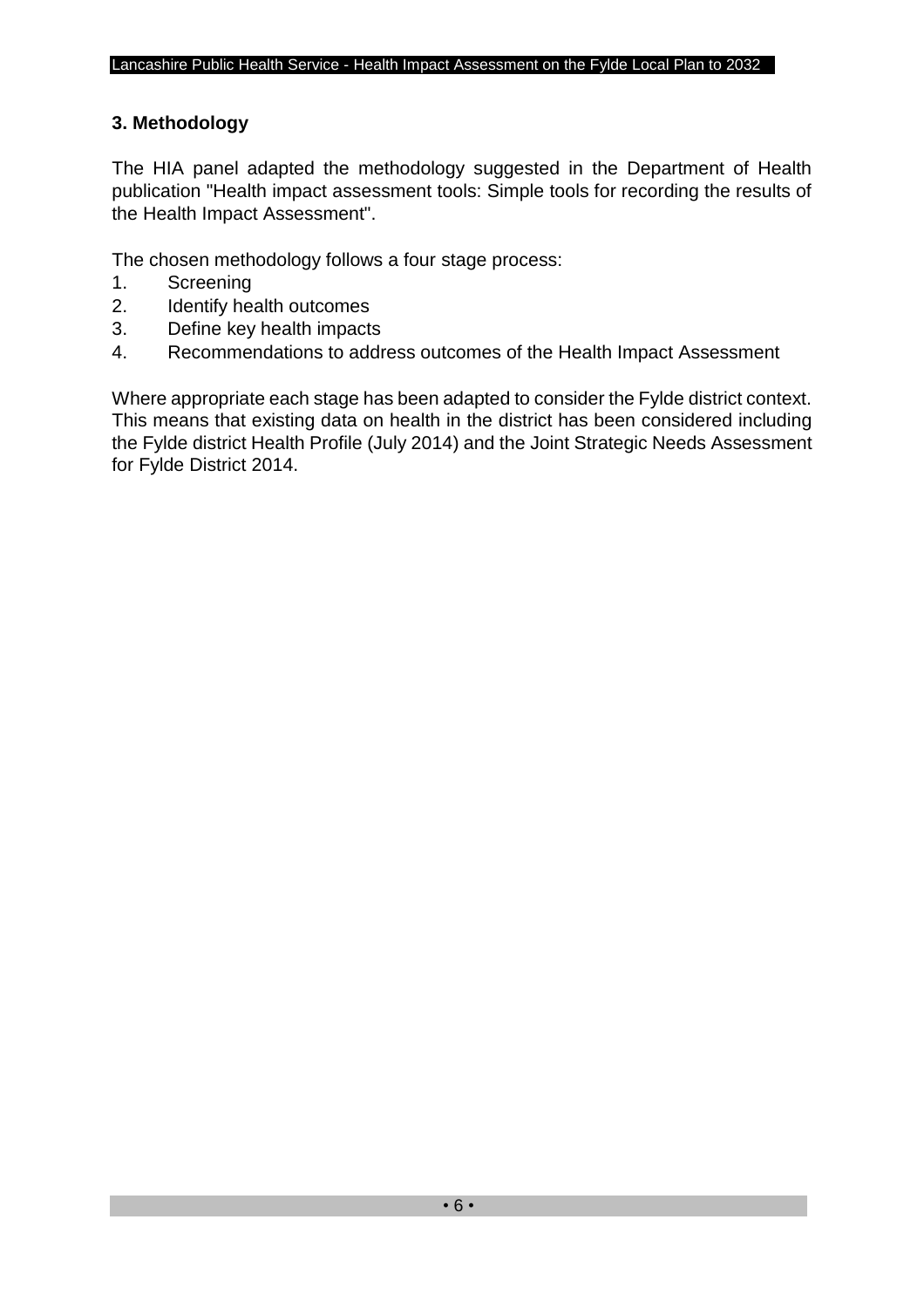## 3. Methodology

The HIA panel adapted the methodology suggested in the Department of Health publication "Health impact assessment tools: Simple tools for recording the results of the Health Impact Assessment".

The chosen methodology follows a four stage process:

1. Screening
2. Identify health outcomes
3. Define key health impacts
4. Recommendations to address outcomes of the Health Impact Assessment

Where appropriate each stage has been adapted to consider the Fylde district context. This means that existing data on health in the district has been considered including the Fylde district Health Profile (July 2014) and the Joint Strategic Needs Assessment for Fylde District 2014.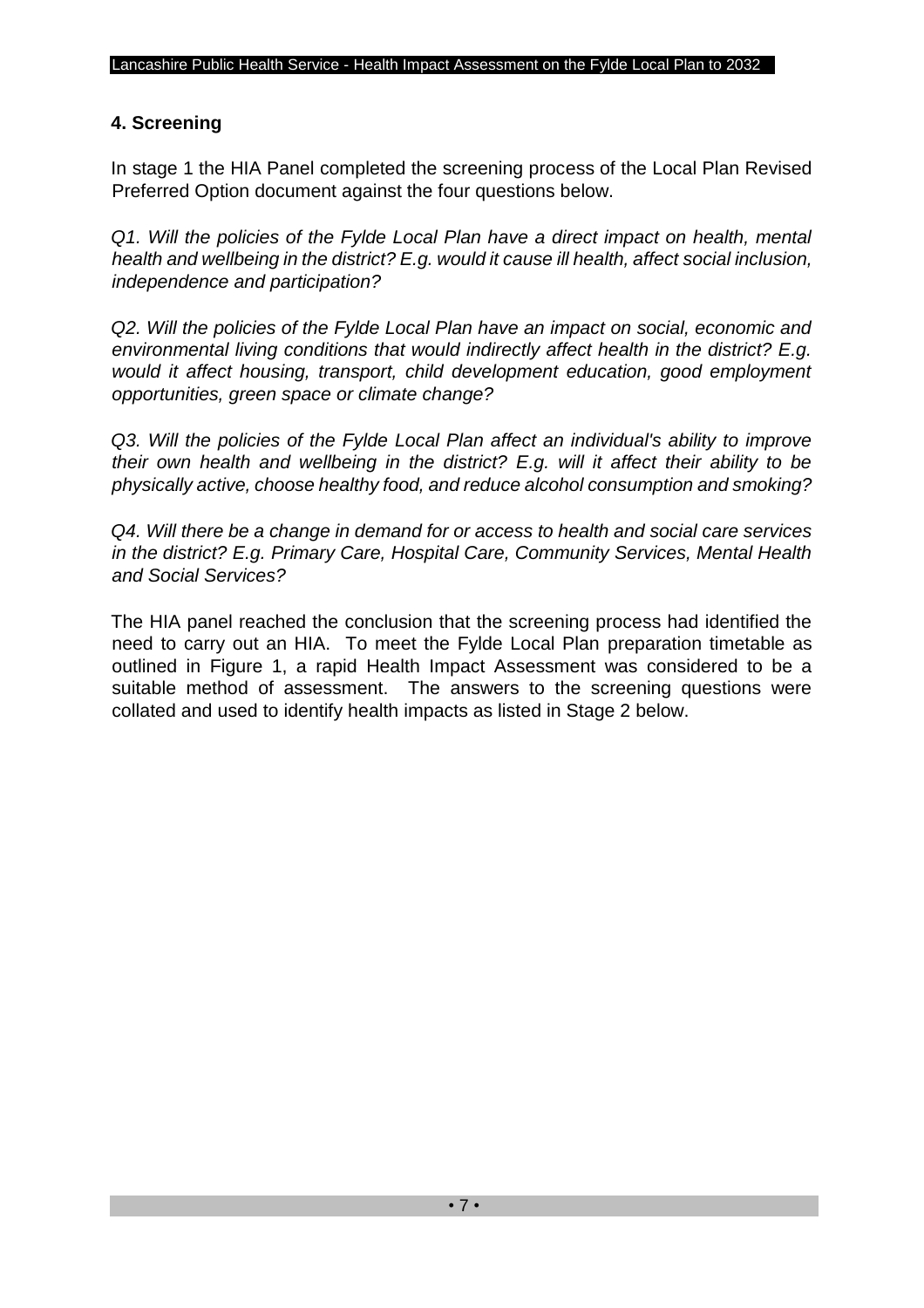## 4. Screening

In stage 1 the HIA Panel completed the screening process of the Local Plan Revised Preferred Option document against the four questions below.

*Q1. Will the policies of the Fylde Local Plan have a direct impact on health, mental health and wellbeing in the district? E.g. would it cause ill health, affect social inclusion, independence and participation?*

*Q2. Will the policies of the Fylde Local Plan have an impact on social, economic and environmental living conditions that would indirectly affect health in the district? E.g. would it affect housing, transport, child development education, good employment opportunities, green space or climate change?*

*Q3. Will the policies of the Fylde Local Plan affect an individual's ability to improve their own health and wellbeing in the district? E.g. will it affect their ability to be physically active, choose healthy food, and reduce alcohol consumption and smoking?*

*Q4. Will there be a change in demand for or access to health and social care services in the district? E.g. Primary Care, Hospital Care, Community Services, Mental Health and Social Services?*

The HIA panel reached the conclusion that the screening process had identified the need to carry out an HIA. To meet the Fylde Local Plan preparation timetable as outlined in Figure 1, a rapid Health Impact Assessment was considered to be a suitable method of assessment. The answers to the screening questions were collated and used to identify health impacts as listed in Stage 2 below.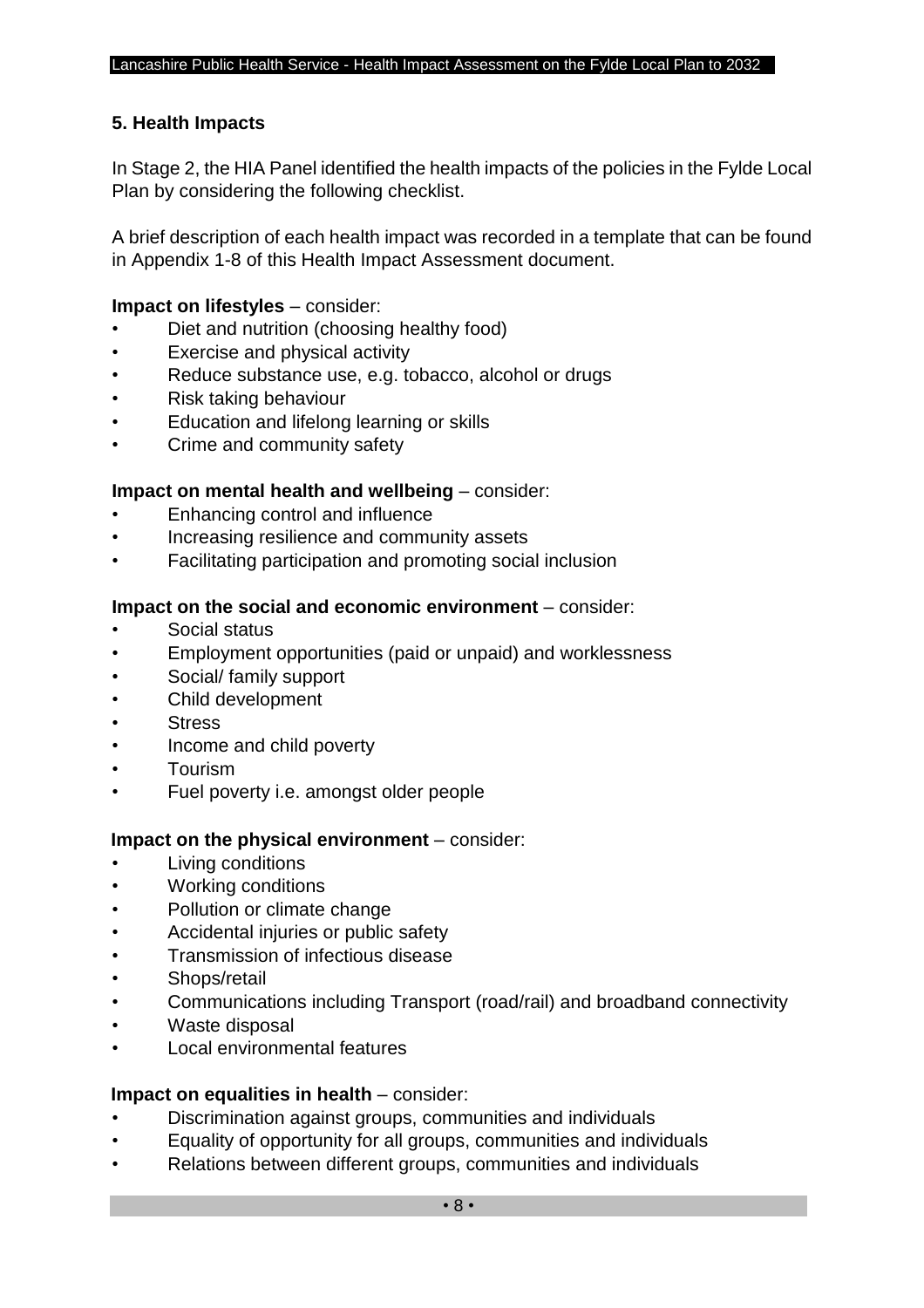## 5. Health Impacts

In Stage 2, the HIA Panel identified the health impacts of the policies in the Fylde Local Plan by considering the following checklist.

A brief description of each health impact was recorded in a template that can be found in Appendix 1-8 of this Health Impact Assessment document.

**Impact on lifestyles** – consider:

- Diet and nutrition (choosing healthy food)
- Exercise and physical activity
- Reduce substance use, e.g. tobacco, alcohol or drugs
- Risk taking behaviour
- Education and lifelong learning or skills
- Crime and community safety

**Impact on mental health and wellbeing** – consider:

- Enhancing control and influence
- Increasing resilience and community assets
- Facilitating participation and promoting social inclusion

**Impact on the social and economic environment** – consider:

- Social status
- Employment opportunities (paid or unpaid) and worklessness
- Social/ family support
- Child development
- Stress
- Income and child poverty
- Tourism
- Fuel poverty i.e. amongst older people

**Impact on the physical environment** – consider:

- Living conditions
- Working conditions
- Pollution or climate change
- Accidental injuries or public safety
- Transmission of infectious disease
- Shops/retail
- Communications including Transport (road/rail) and broadband connectivity
- Waste disposal
- Local environmental features

**Impact on equalities in health** – consider:

- Discrimination against groups, communities and individuals
- Equality of opportunity for all groups, communities and individuals
- Relations between different groups, communities and individuals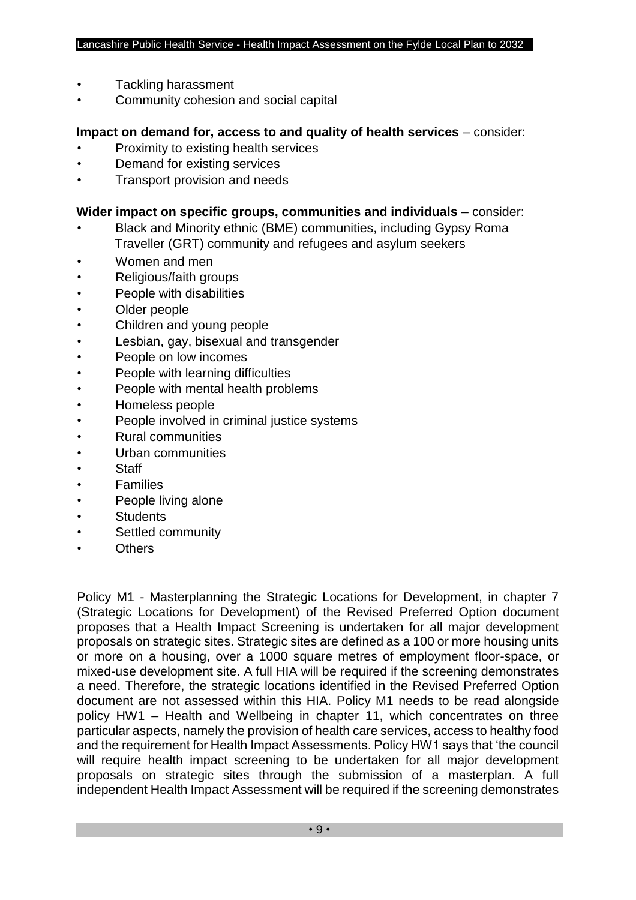- Tackling harassment
- Community cohesion and social capital

**Impact on demand for, access to and quality of health services** – consider:

- Proximity to existing health services
- Demand for existing services
- Transport provision and needs

**Wider impact on specific groups, communities and individuals** – consider:

- Black and Minority ethnic (BME) communities, including Gypsy Roma Traveller (GRT) community and refugees and asylum seekers
- Women and men
- Religious/faith groups
- People with disabilities
- Older people
- Children and young people
- Lesbian, gay, bisexual and transgender
- People on low incomes
- People with learning difficulties
- People with mental health problems
- Homeless people
- People involved in criminal justice systems
- Rural communities
- Urban communities
- Staff
- Families
- People living alone
- Students
- Settled community
- Others

Policy M1 - Masterplanning the Strategic Locations for Development, in chapter 7 (Strategic Locations for Development) of the Revised Preferred Option document proposes that a Health Impact Screening is undertaken for all major development proposals on strategic sites. Strategic sites are defined as a 100 or more housing units or more on a housing, over a 1000 square metres of employment floor-space, or mixed-use development site. A full HIA will be required if the screening demonstrates a need. Therefore, the strategic locations identified in the Revised Preferred Option document are not assessed within this HIA. Policy M1 needs to be read alongside policy HW1 – Health and Wellbeing in chapter 11, which concentrates on three particular aspects, namely the provision of health care services, access to healthy food and the requirement for Health Impact Assessments. Policy HW1 says that 'the council will require health impact screening to be undertaken for all major development proposals on strategic sites through the submission of a masterplan. A full independent Health Impact Assessment will be required if the screening demonstrates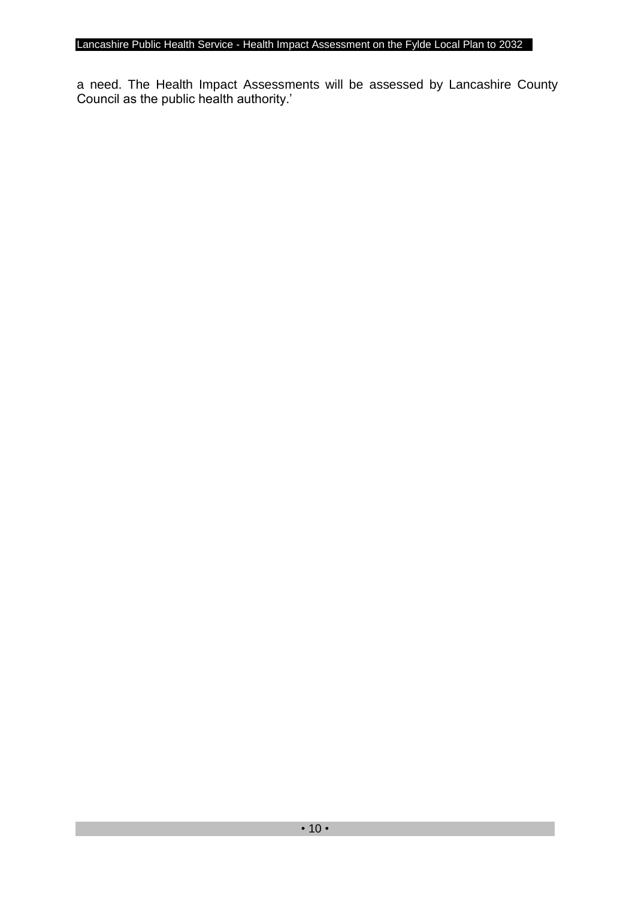a need. The Health Impact Assessments will be assessed by Lancashire County Council as the public health authority.'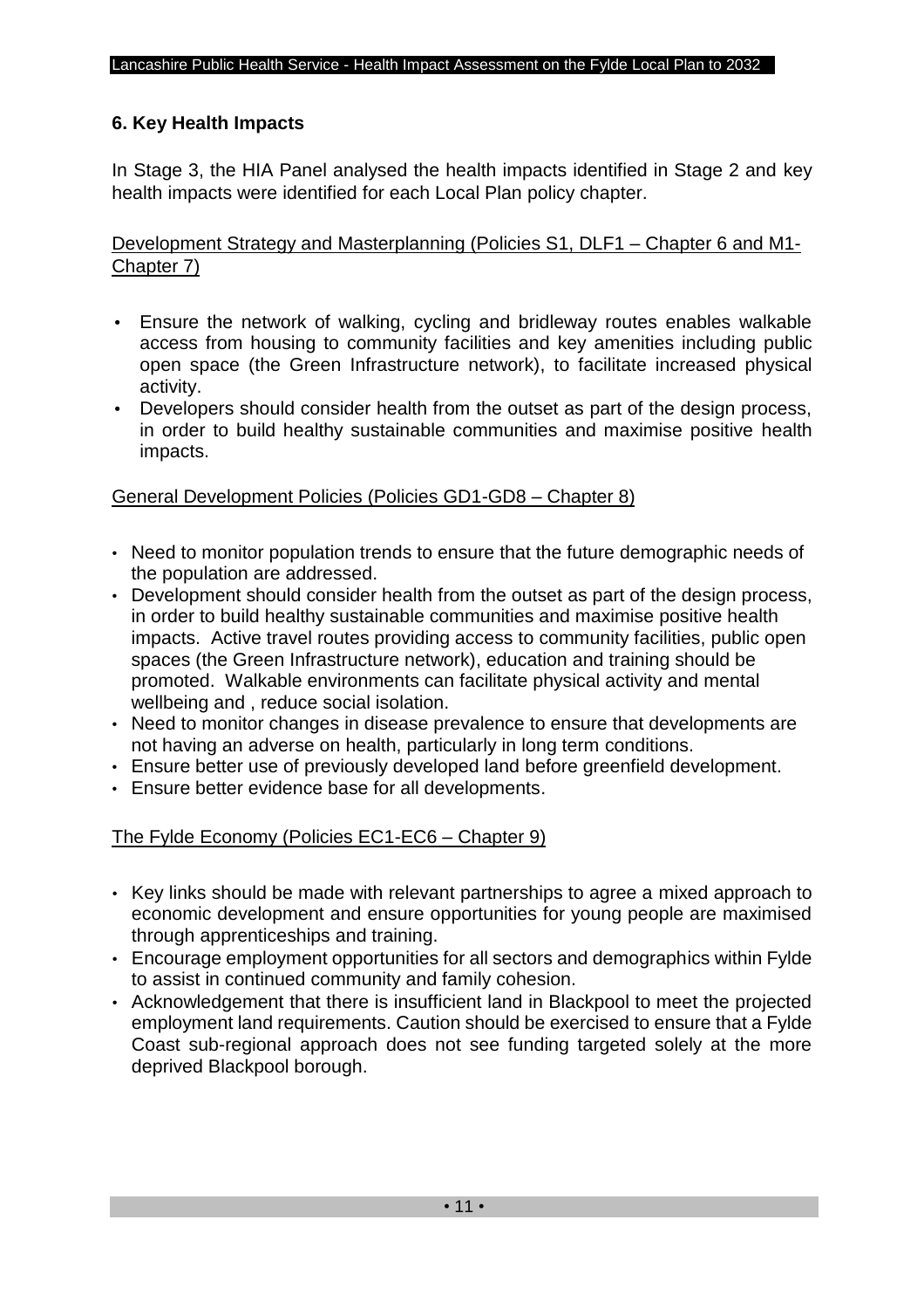## 6. Key Health Impacts

In Stage 3, the HIA Panel analysed the health impacts identified in Stage 2 and key health impacts were identified for each Local Plan policy chapter.

Development Strategy and Masterplanning (Policies S1, DLF1 – Chapter 6 and M1-Chapter 7)

- Ensure the network of walking, cycling and bridleway routes enables walkable access from housing to community facilities and key amenities including public open space (the Green Infrastructure network), to facilitate increased physical activity.
- Developers should consider health from the outset as part of the design process, in order to build healthy sustainable communities and maximise positive health impacts.

General Development Policies (Policies GD1-GD8 – Chapter 8)

- Need to monitor population trends to ensure that the future demographic needs of the population are addressed.
- Development should consider health from the outset as part of the design process, in order to build healthy sustainable communities and maximise positive health impacts. Active travel routes providing access to community facilities, public open spaces (the Green Infrastructure network), education and training should be promoted. Walkable environments can facilitate physical activity and mental wellbeing and , reduce social isolation.
- Need to monitor changes in disease prevalence to ensure that developments are not having an adverse on health, particularly in long term conditions.
- Ensure better use of previously developed land before greenfield development.
- Ensure better evidence base for all developments.

The Fylde Economy (Policies EC1-EC6 – Chapter 9)

- Key links should be made with relevant partnerships to agree a mixed approach to economic development and ensure opportunities for young people are maximised through apprenticeships and training.
- Encourage employment opportunities for all sectors and demographics within Fylde to assist in continued community and family cohesion.
- Acknowledgement that there is insufficient land in Blackpool to meet the projected employment land requirements. Caution should be exercised to ensure that a Fylde Coast sub-regional approach does not see funding targeted solely at the more deprived Blackpool borough.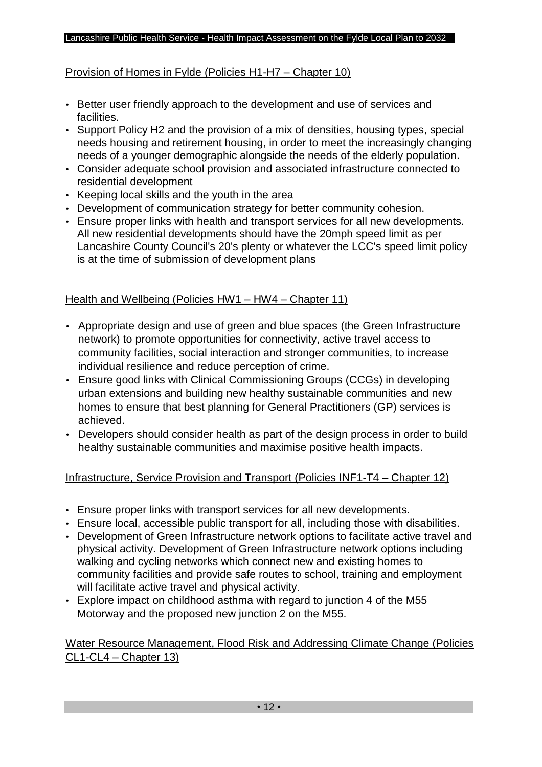Provision of Homes in Fylde (Policies H1-H7 – Chapter 10)

- Better user friendly approach to the development and use of services and facilities.
- Support Policy H2 and the provision of a mix of densities, housing types, special needs housing and retirement housing, in order to meet the increasingly changing needs of a younger demographic alongside the needs of the elderly population.
- Consider adequate school provision and associated infrastructure connected to residential development
- Keeping local skills and the youth in the area
- Development of communication strategy for better community cohesion.
- Ensure proper links with health and transport services for all new developments. All new residential developments should have the 20mph speed limit as per Lancashire County Council's 20's plenty or whatever the LCC's speed limit policy is at the time of submission of development plans

Health and Wellbeing (Policies HW1 – HW4 – Chapter 11)

- Appropriate design and use of green and blue spaces (the Green Infrastructure network) to promote opportunities for connectivity, active travel access to community facilities, social interaction and stronger communities, to increase individual resilience and reduce perception of crime.
- Ensure good links with Clinical Commissioning Groups (CCGs) in developing urban extensions and building new healthy sustainable communities and new homes to ensure that best planning for General Practitioners (GP) services is achieved.
- Developers should consider health as part of the design process in order to build healthy sustainable communities and maximise positive health impacts.

Infrastructure, Service Provision and Transport (Policies INF1-T4 – Chapter 12)

- Ensure proper links with transport services for all new developments.
- Ensure local, accessible public transport for all, including those with disabilities.
- Development of Green Infrastructure network options to facilitate active travel and physical activity. Development of Green Infrastructure network options including walking and cycling networks which connect new and existing homes to community facilities and provide safe routes to school, training and employment will facilitate active travel and physical activity.
- Explore impact on childhood asthma with regard to junction 4 of the M55 Motorway and the proposed new junction 2 on the M55.

Water Resource Management, Flood Risk and Addressing Climate Change (Policies CL1-CL4 – Chapter 13)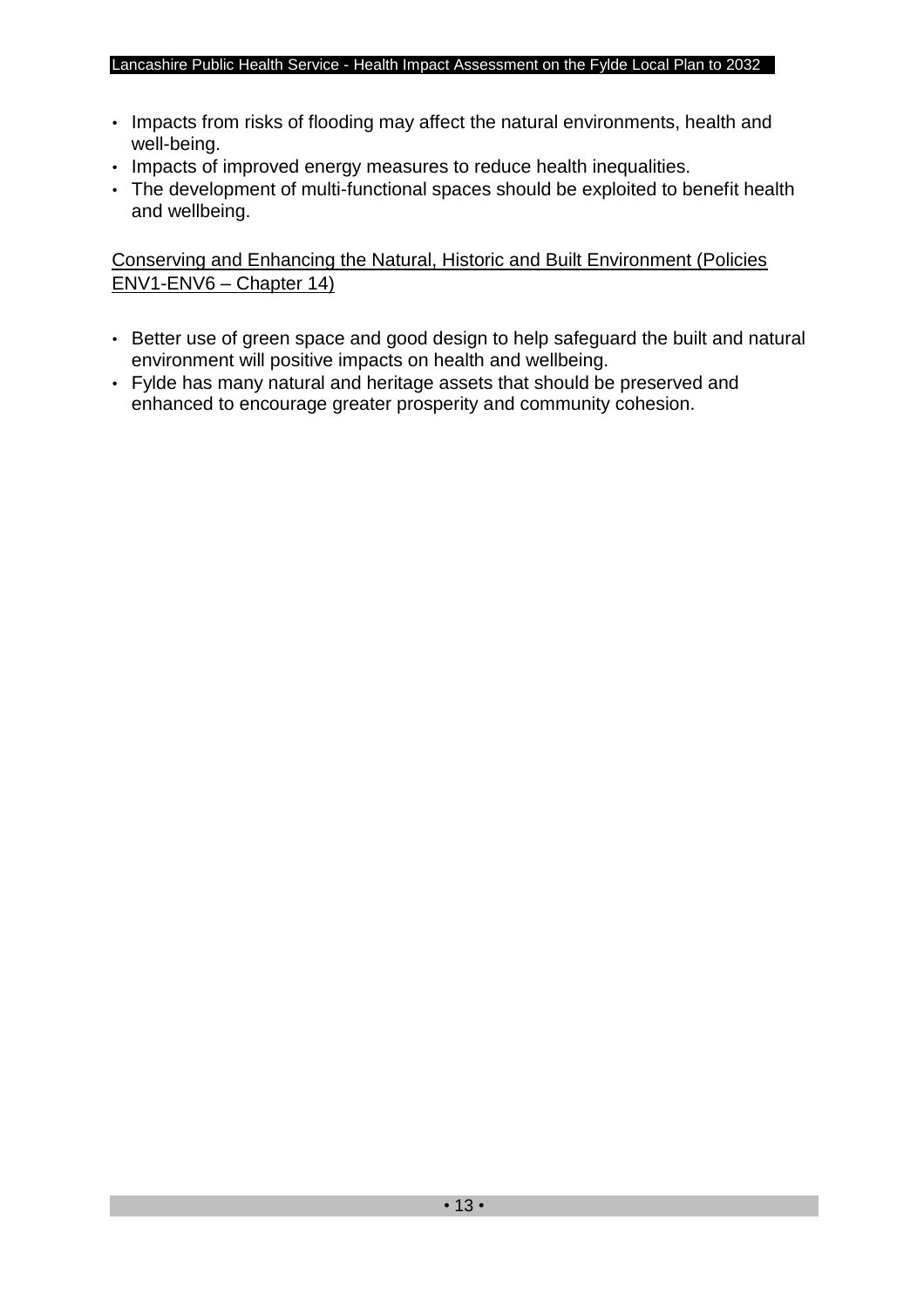- Impacts from risks of flooding may affect the natural environments, health and well-being.
- Impacts of improved energy measures to reduce health inequalities.
- The development of multi-functional spaces should be exploited to benefit health and wellbeing.

<u>Conserving and Enhancing the Natural, Historic and Built Environment (Policies ENV1-ENV6 – Chapter 14)</u>

- Better use of green space and good design to help safeguard the built and natural environment will positive impacts on health and wellbeing.
- Fylde has many natural and heritage assets that should be preserved and enhanced to encourage greater prosperity and community cohesion.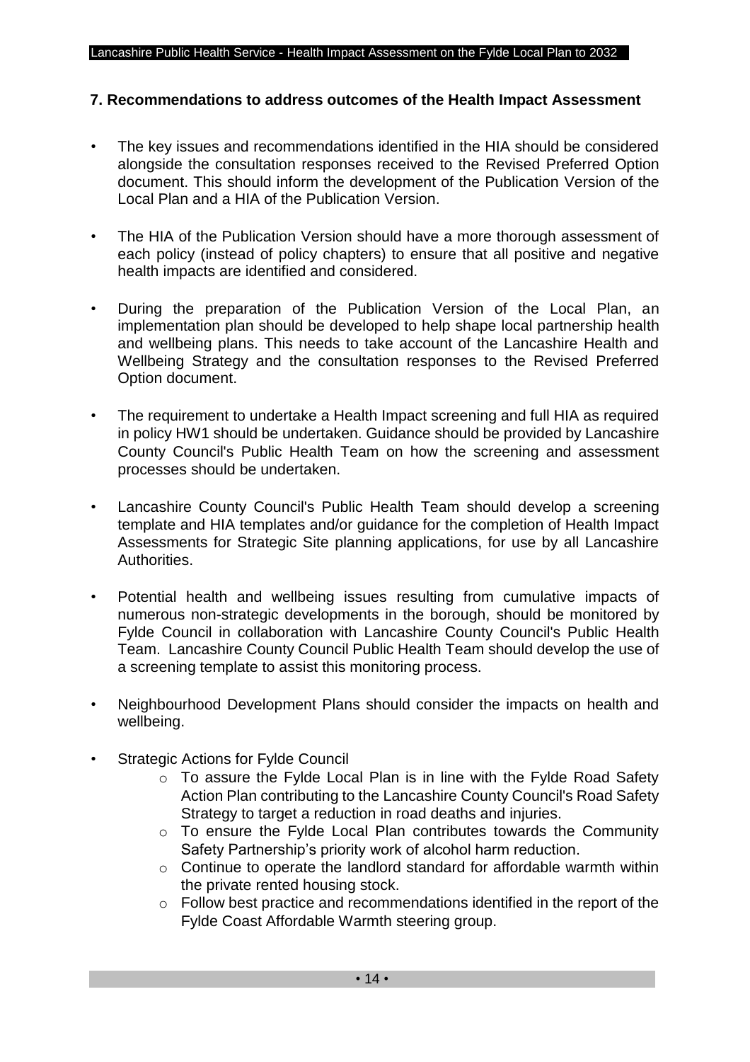## 7. Recommendations to address outcomes of the Health Impact Assessment

- The key issues and recommendations identified in the HIA should be considered alongside the consultation responses received to the Revised Preferred Option document. This should inform the development of the Publication Version of the Local Plan and a HIA of the Publication Version.
- The HIA of the Publication Version should have a more thorough assessment of each policy (instead of policy chapters) to ensure that all positive and negative health impacts are identified and considered.
- During the preparation of the Publication Version of the Local Plan, an implementation plan should be developed to help shape local partnership health and wellbeing plans. This needs to take account of the Lancashire Health and Wellbeing Strategy and the consultation responses to the Revised Preferred Option document.
- The requirement to undertake a Health Impact screening and full HIA as required in policy HW1 should be undertaken. Guidance should be provided by Lancashire County Council's Public Health Team on how the screening and assessment processes should be undertaken.
- Lancashire County Council's Public Health Team should develop a screening template and HIA templates and/or guidance for the completion of Health Impact Assessments for Strategic Site planning applications, for use by all Lancashire Authorities.
- Potential health and wellbeing issues resulting from cumulative impacts of numerous non-strategic developments in the borough, should be monitored by Fylde Council in collaboration with Lancashire County Council's Public Health Team. Lancashire County Council Public Health Team should develop the use of a screening template to assist this monitoring process.
- Neighbourhood Development Plans should consider the impacts on health and wellbeing.
- Strategic Actions for Fylde Council
    - To assure the Fylde Local Plan is in line with the Fylde Road Safety Action Plan contributing to the Lancashire County Council's Road Safety Strategy to target a reduction in road deaths and injuries.
    - To ensure the Fylde Local Plan contributes towards the Community Safety Partnership's priority work of alcohol harm reduction.
    - Continue to operate the landlord standard for affordable warmth within the private rented housing stock.
    - Follow best practice and recommendations identified in the report of the Fylde Coast Affordable Warmth steering group.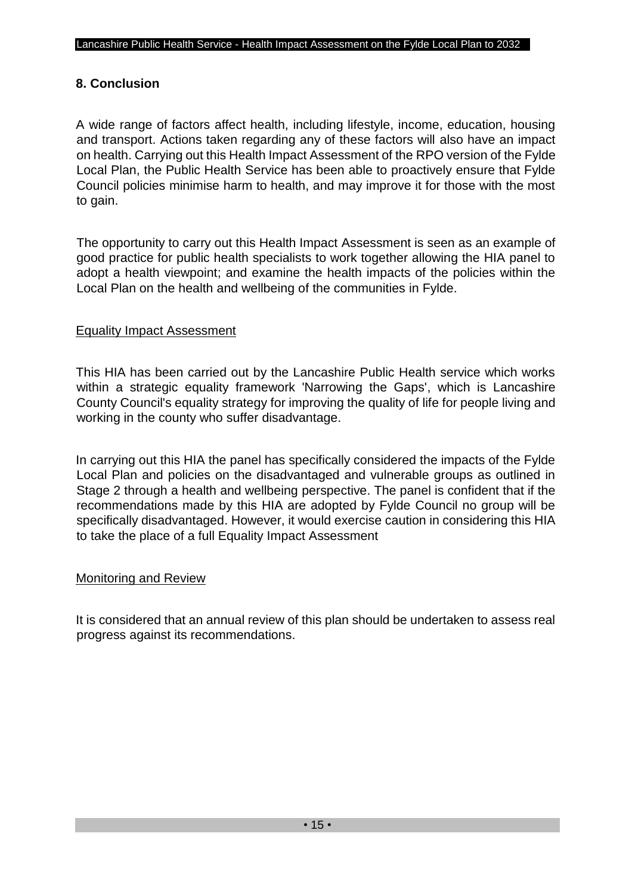## 8. Conclusion

A wide range of factors affect health, including lifestyle, income, education, housing and transport. Actions taken regarding any of these factors will also have an impact on health. Carrying out this Health Impact Assessment of the RPO version of the Fylde Local Plan, the Public Health Service has been able to proactively ensure that Fylde Council policies minimise harm to health, and may improve it for those with the most to gain.

The opportunity to carry out this Health Impact Assessment is seen as an example of good practice for public health specialists to work together allowing the HIA panel to adopt a health viewpoint; and examine the health impacts of the policies within the Local Plan on the health and wellbeing of the communities in Fylde.

### Equality Impact Assessment

This HIA has been carried out by the Lancashire Public Health service which works within a strategic equality framework 'Narrowing the Gaps', which is Lancashire County Council's equality strategy for improving the quality of life for people living and working in the county who suffer disadvantage.

In carrying out this HIA the panel has specifically considered the impacts of the Fylde Local Plan and policies on the disadvantaged and vulnerable groups as outlined in Stage 2 through a health and wellbeing perspective. The panel is confident that if the recommendations made by this HIA are adopted by Fylde Council no group will be specifically disadvantaged. However, it would exercise caution in considering this HIA to take the place of a full Equality Impact Assessment

### Monitoring and Review

It is considered that an annual review of this plan should be undertaken to assess real progress against its recommendations.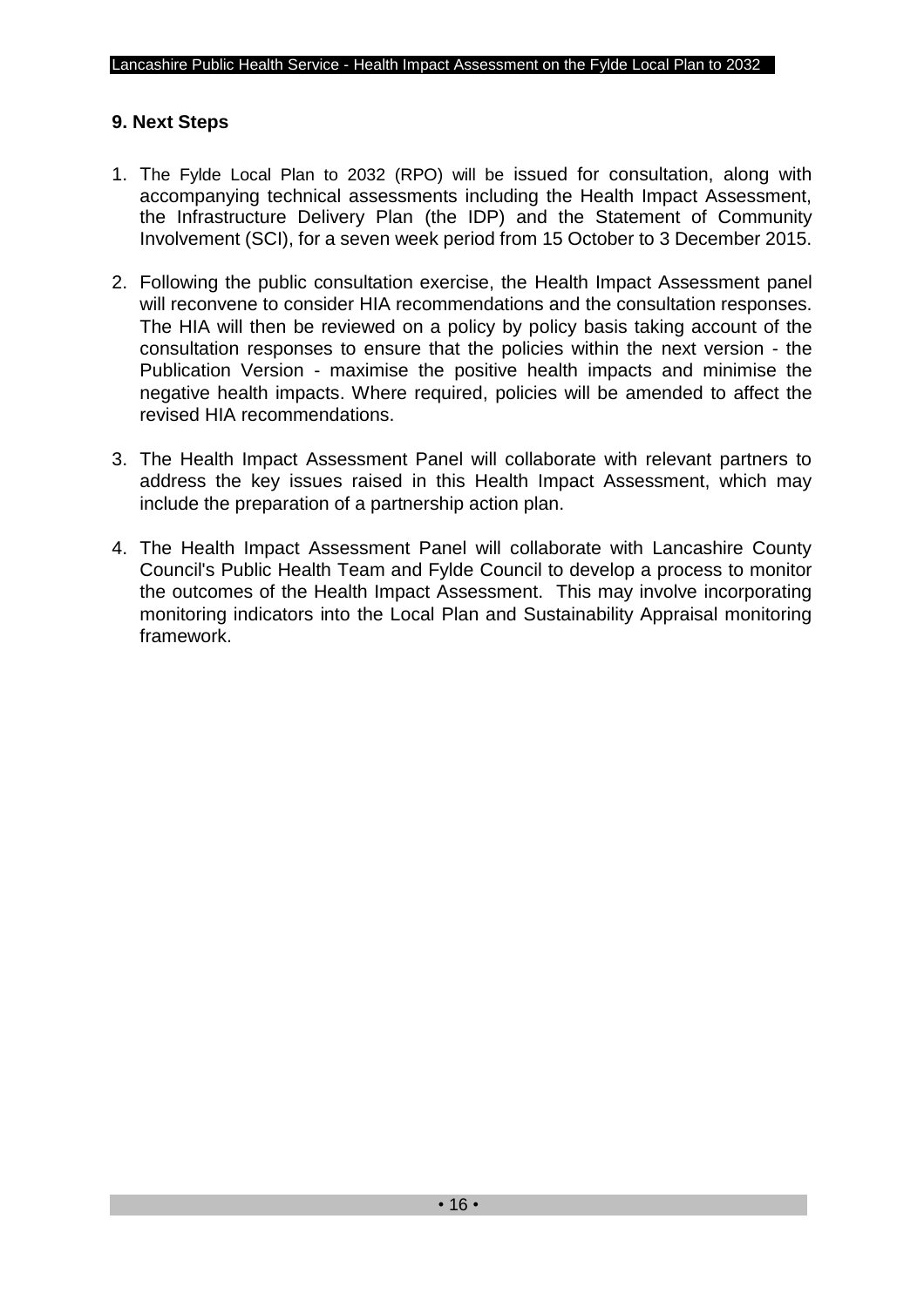## 9. Next Steps

1. The Fylde Local Plan to 2032 (RPO) will be issued for consultation, along with accompanying technical assessments including the Health Impact Assessment, the Infrastructure Delivery Plan (the IDP) and the Statement of Community Involvement (SCI), for a seven week period from 15 October to 3 December 2015.

2. Following the public consultation exercise, the Health Impact Assessment panel will reconvene to consider HIA recommendations and the consultation responses. The HIA will then be reviewed on a policy by policy basis taking account of the consultation responses to ensure that the policies within the next version - the Publication Version - maximise the positive health impacts and minimise the negative health impacts. Where required, policies will be amended to affect the revised HIA recommendations.

3. The Health Impact Assessment Panel will collaborate with relevant partners to address the key issues raised in this Health Impact Assessment, which may include the preparation of a partnership action plan.

4. The Health Impact Assessment Panel will collaborate with Lancashire County Council's Public Health Team and Fylde Council to develop a process to monitor the outcomes of the Health Impact Assessment. This may involve incorporating monitoring indicators into the Local Plan and Sustainability Appraisal monitoring framework.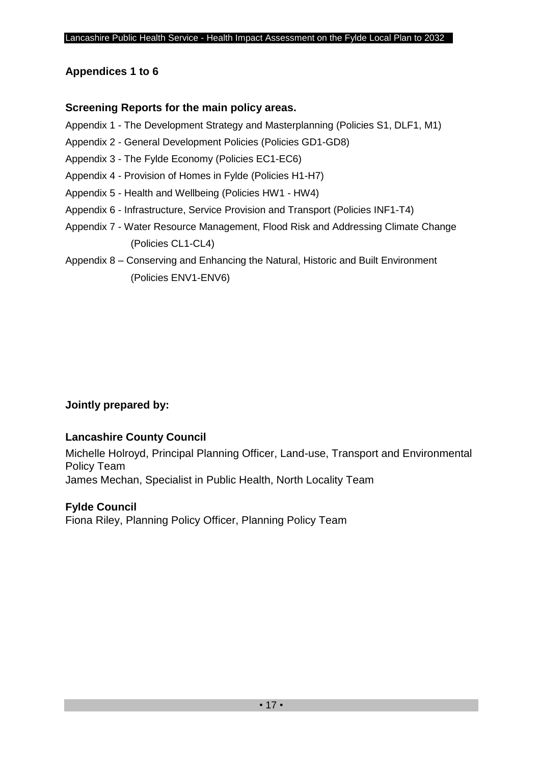## Appendices 1 to 6

### Screening Reports for the main policy areas.

Appendix 1 - The Development Strategy and Masterplanning (Policies S1, DLF1, M1)

Appendix 2 - General Development Policies (Policies GD1-GD8)

Appendix 3 - The Fylde Economy (Policies EC1-EC6)

Appendix 4 - Provision of Homes in Fylde (Policies H1-H7)

Appendix 5 - Health and Wellbeing (Policies HW1 - HW4)

Appendix 6 - Infrastructure, Service Provision and Transport (Policies INF1-T4)

Appendix 7 - Water Resource Management, Flood Risk and Addressing Climate Change (Policies CL1-CL4)

Appendix 8 – Conserving and Enhancing the Natural, Historic and Built Environment (Policies ENV1-ENV6)

**Jointly prepared by:**

**Lancashire County Council**

Michelle Holroyd, Principal Planning Officer, Land-use, Transport and Environmental Policy Team

James Mechan, Specialist in Public Health, North Locality Team

**Fylde Council**

Fiona Riley, Planning Policy Officer, Planning Policy Team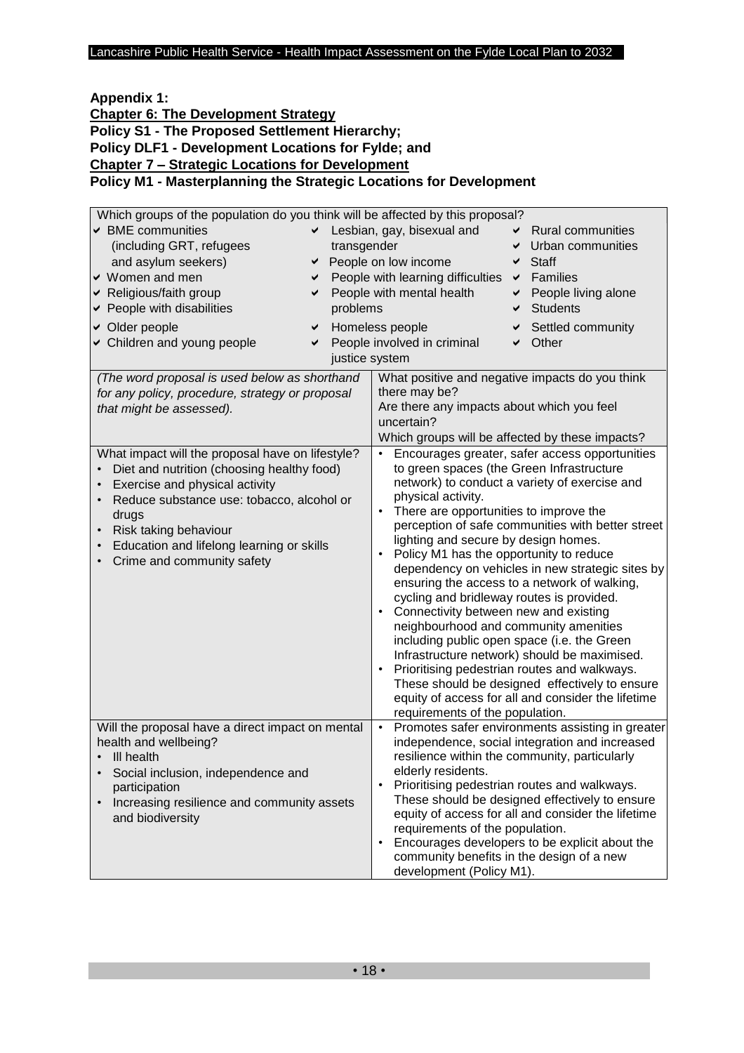**Appendix 1:**

**Chapter 6: The Development Strategy**

**Policy S1 - The Proposed Settlement Hierarchy;**

**Policy DLF1 - Development Locations for Fylde; and**

**Chapter 7 – Strategic Locations for Development**

**Policy M1 - Masterplanning the Strategic Locations for Development**

| Which groups of the population do you think will be affected by this proposal? | |
|---|---|
| ✔ BME communities (including GRT, refugees and asylum seekers)<br>✔ Women and men<br>✔ Religious/faith group<br>✔ People with disabilities<br>✔ Older people<br>✔ Children and young people<br>✔ Lesbian, gay, bisexual and transgender<br>✔ People on low income<br>✔ People with learning difficulties<br>✔ People with mental health problems<br>✔ Homeless people<br>✔ People involved in criminal justice system<br>✔ Rural communities<br>✔ Urban communities<br>✔ Staff<br>✔ Families<br>✔ People living alone<br>✔ Students<br>✔ Settled community<br>✔ Other | |
| *(The word proposal is used below as shorthand for any policy, procedure, strategy or proposal that might be assessed).* | What positive and negative impacts do you think there may be?<br>Are there any impacts about which you feel uncertain?<br>Which groups will be affected by these impacts? |
| What impact will the proposal have on lifestyle?<br>• Diet and nutrition (choosing healthy food)<br>• Exercise and physical activity<br>• Reduce substance use: tobacco, alcohol or drugs<br>• Risk taking behaviour<br>• Education and lifelong learning or skills<br>• Crime and community safety | • Encourages greater, safer access opportunities to green spaces (the Green Infrastructure network) to conduct a variety of exercise and physical activity.<br>• There are opportunities to improve the perception of safe communities with better street lighting and secure by design homes.<br>• Policy M1 has the opportunity to reduce dependency on vehicles in new strategic sites by ensuring the access to a network of walking, cycling and bridleway routes is provided.<br>• Connectivity between new and existing neighbourhood and community amenities including public open space (i.e. the Green Infrastructure network) should be maximised.<br>• Prioritising pedestrian routes and walkways. These should be designed effectively to ensure equity of access for all and consider the lifetime requirements of the population. |
| Will the proposal have a direct impact on mental health and wellbeing?<br>• Ill health<br>• Social inclusion, independence and participation<br>• Increasing resilience and community assets and biodiversity | • Promotes safer environments assisting in greater independence, social integration and increased resilience within the community, particularly elderly residents.<br>• Prioritising pedestrian routes and walkways. These should be designed effectively to ensure equity of access for all and consider the lifetime requirements of the population.<br>• Encourages developers to be explicit about the community benefits in the design of a new development (Policy M1). |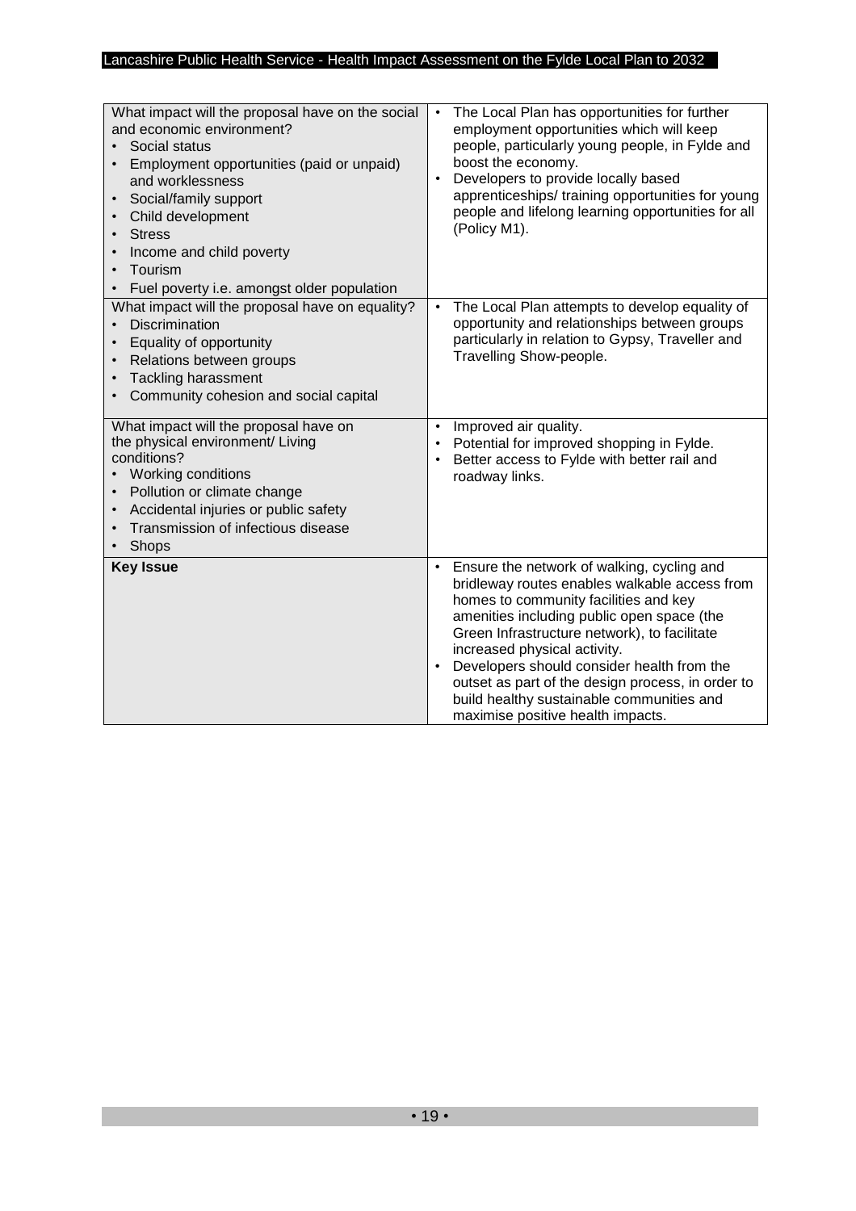| | |
|---|---|
| What impact will the proposal have on the social and economic environment?<br>• Social status<br>• Employment opportunities (paid or unpaid) and worklessness<br>• Social/family support<br>• Child development<br>• Stress<br>• Income and child poverty<br>• Tourism<br>• Fuel poverty i.e. amongst older population | • The Local Plan has opportunities for further employment opportunities which will keep people, particularly young people, in Fylde and boost the economy.<br>• Developers to provide locally based apprenticeships/ training opportunities for young people and lifelong learning opportunities for all (Policy M1). |
| What impact will the proposal have on equality?<br>• Discrimination<br>• Equality of opportunity<br>• Relations between groups<br>• Tackling harassment<br>• Community cohesion and social capital | • The Local Plan attempts to develop equality of opportunity and relationships between groups particularly in relation to Gypsy, Traveller and Travelling Show-people. |
| What impact will the proposal have on the physical environment/ Living conditions?<br>• Working conditions<br>• Pollution or climate change<br>• Accidental injuries or public safety<br>• Transmission of infectious disease<br>• Shops | • Improved air quality.<br>• Potential for improved shopping in Fylde.<br>• Better access to Fylde with better rail and roadway links. |
| **Key Issue** | • Ensure the network of walking, cycling and bridleway routes enables walkable access from homes to community facilities and key amenities including public open space (the Green Infrastructure network), to facilitate increased physical activity.<br>• Developers should consider health from the outset as part of the design process, in order to build healthy sustainable communities and maximise positive health impacts. |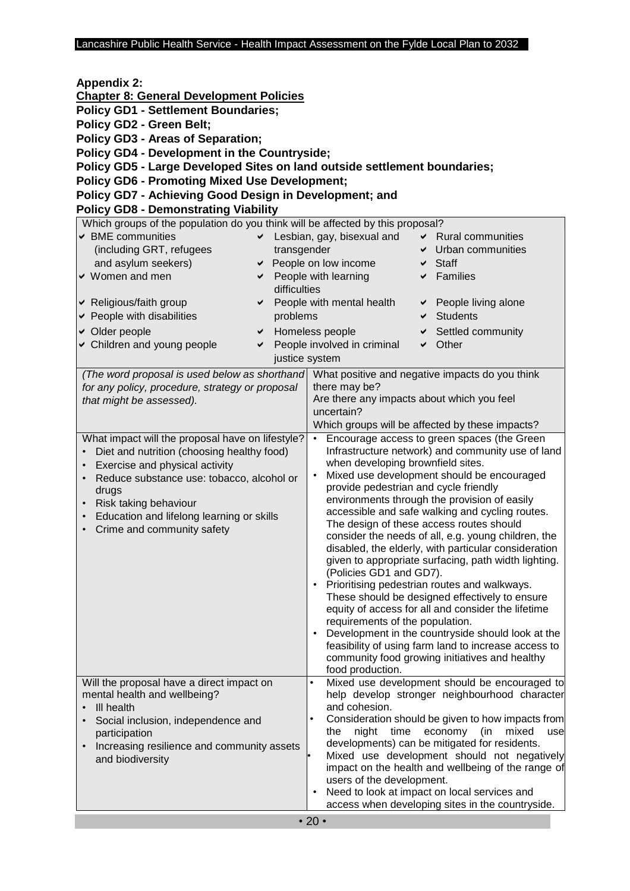**Appendix 2:**

**Chapter 8: General Development Policies**

**Policy GD1 - Settlement Boundaries;**

**Policy GD2 - Green Belt;**

**Policy GD3 - Areas of Separation;**

**Policy GD4 - Development in the Countryside;**

**Policy GD5 - Large Developed Sites on land outside settlement boundaries;**

**Policy GD6 - Promoting Mixed Use Development;**

**Policy GD7 - Achieving Good Design in Development; and**

**Policy GD8 - Demonstrating Viability**

Which groups of the population do you think will be affected by this proposal?

| | | |
|---|---|---|
| ✔ BME communities (including GRT, refugees and asylum seekers) | ✔ Lesbian, gay, bisexual and transgender | ✔ Rural communities |
| | ✔ People on low income | ✔ Urban communities |
| | | ✔ Staff |
| ✔ Women and men | ✔ People with learning difficulties | ✔ Families |
| ✔ Religious/faith group | ✔ People with mental health problems | ✔ People living alone |
| ✔ People with disabilities | | ✔ Students |
| ✔ Older people | ✔ Homeless people | ✔ Settled community |
| ✔ Children and young people | ✔ People involved in criminal justice system | ✔ Other |

| *(The word proposal is used below as shorthand for any policy, procedure, strategy or proposal that might be assessed).* | What positive and negative impacts do you think there may be?<br>Are there any impacts about which you feel uncertain?<br>Which groups will be affected by these impacts? |
|---|---|
| What impact will the proposal have on lifestyle?<br>• Diet and nutrition (choosing healthy food)<br>• Exercise and physical activity<br>• Reduce substance use: tobacco, alcohol or drugs<br>• Risk taking behaviour<br>• Education and lifelong learning or skills<br>• Crime and community safety | • Encourage access to green spaces (the Green Infrastructure network) and community use of land when developing brownfield sites.<br>• Mixed use development should be encouraged provide pedestrian and cycle friendly environments through the provision of easily accessible and safe walking and cycling routes. The design of these access routes should consider the needs of all, e.g. young children, the disabled, the elderly, with particular consideration given to appropriate surfacing, path width lighting. (Policies GD1 and GD7).<br>• Prioritising pedestrian routes and walkways. These should be designed effectively to ensure equity of access for all and consider the lifetime requirements of the population.<br>• Development in the countryside should look at the feasibility of using farm land to increase access to community food growing initiatives and healthy food production. |
| Will the proposal have a direct impact on mental health and wellbeing?<br>• Ill health<br>• Social inclusion, independence and participation<br>• Increasing resilience and community assets and biodiversity | • Mixed use development should be encouraged to help develop stronger neighbourhood character and cohesion.<br>• Consideration should be given to how impacts from the night time economy (in mixed use developments) can be mitigated for residents.<br>• Mixed use development should not negatively impact on the health and wellbeing of the range of users of the development.<br>• Need to look at impact on local services and access when developing sites in the countryside. |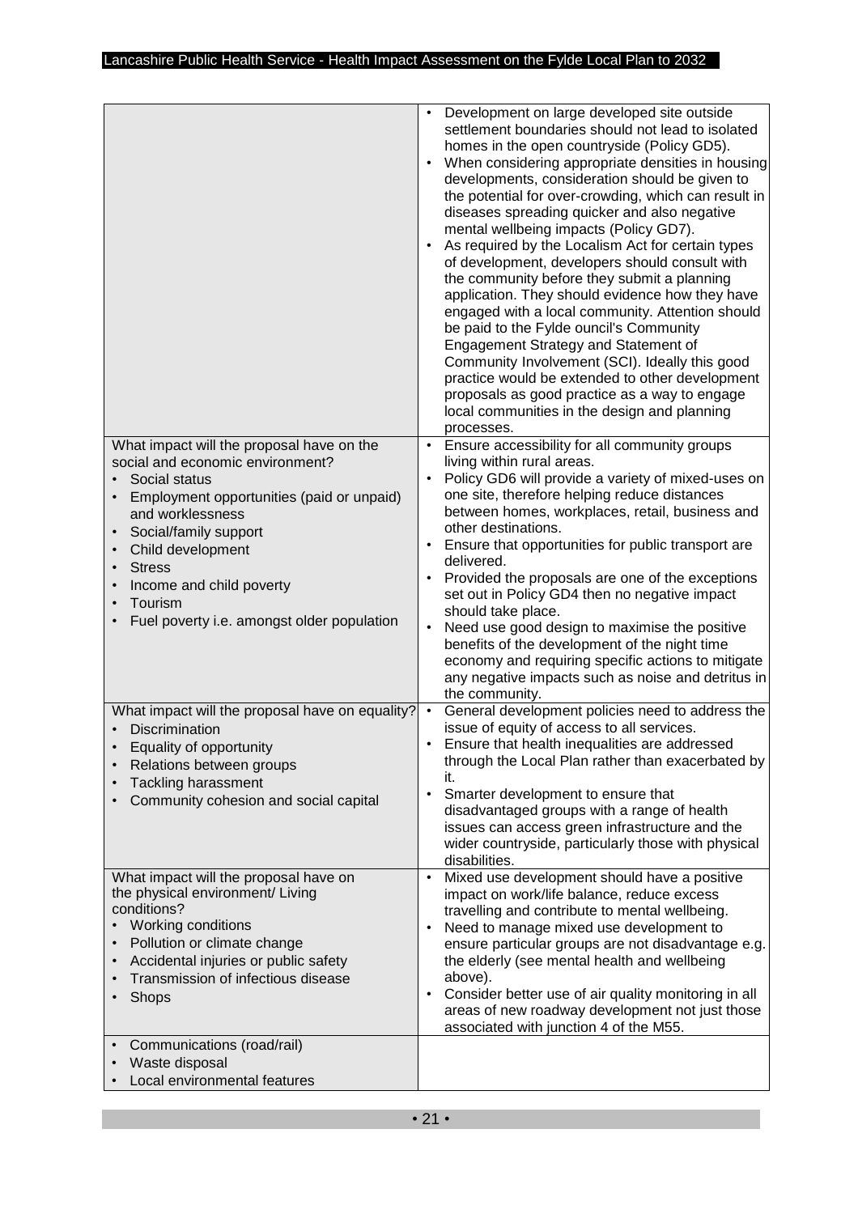| | |
|---|---|
| | • Development on large developed site outside settlement boundaries should not lead to isolated homes in the open countryside (Policy GD5).<br>• When considering appropriate densities in housing developments, consideration should be given to the potential for over-crowding, which can result in diseases spreading quicker and also negative mental wellbeing impacts (Policy GD7).<br>• As required by the Localism Act for certain types of development, developers should consult with the community before they submit a planning application. They should evidence how they have engaged with a local community. Attention should be paid to the Fylde ouncil's Community Engagement Strategy and Statement of Community Involvement (SCI). Ideally this good practice would be extended to other development proposals as good practice as a way to engage local communities in the design and planning processes. |
| What impact will the proposal have on the social and economic environment?<br>• Social status<br>• Employment opportunities (paid or unpaid) and worklessness<br>• Social/family support<br>• Child development<br>• Stress<br>• Income and child poverty<br>• Tourism<br>• Fuel poverty i.e. amongst older population | • Ensure accessibility for all community groups living within rural areas.<br>• Policy GD6 will provide a variety of mixed-uses on one site, therefore helping reduce distances between homes, workplaces, retail, business and other destinations.<br>• Ensure that opportunities for public transport are delivered.<br>• Provided the proposals are one of the exceptions set out in Policy GD4 then no negative impact should take place.<br>• Need use good design to maximise the positive benefits of the development of the night time economy and requiring specific actions to mitigate any negative impacts such as noise and detritus in the community. |
| What impact will the proposal have on equality?<br>• Discrimination<br>• Equality of opportunity<br>• Relations between groups<br>• Tackling harassment<br>• Community cohesion and social capital | • General development policies need to address the issue of equity of access to all services.<br>• Ensure that health inequalities are addressed through the Local Plan rather than exacerbated by it.<br>• Smarter development to ensure that disadvantaged groups with a range of health issues can access green infrastructure and the wider countryside, particularly those with physical disabilities. |
| What impact will the proposal have on the physical environment/ Living conditions?<br>• Working conditions<br>• Pollution or climate change<br>• Accidental injuries or public safety<br>• Transmission of infectious disease<br>• Shops | • Mixed use development should have a positive impact on work/life balance, reduce excess travelling and contribute to mental wellbeing.<br>• Need to manage mixed use development to ensure particular groups are not disadvantage e.g. the elderly (see mental health and wellbeing above).<br>• Consider better use of air quality monitoring in all areas of new roadway development not just those associated with junction 4 of the M55. |
| • Communications (road/rail)<br>• Waste disposal<br>• Local environmental features | |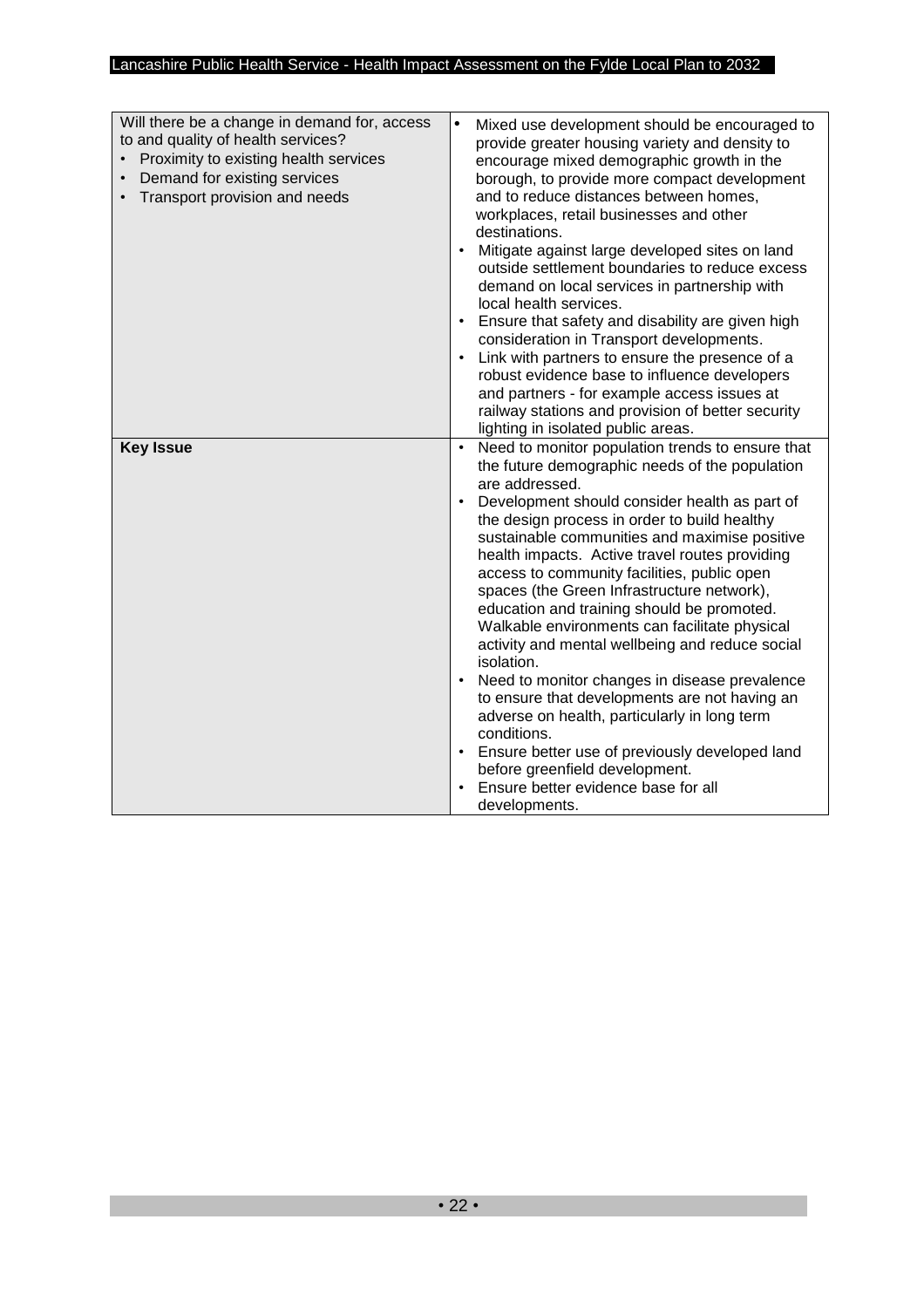| | |
|---|---|
| Will there be a change in demand for, access to and quality of health services?<br>• Proximity to existing health services<br>• Demand for existing services<br>• Transport provision and needs | • Mixed use development should be encouraged to provide greater housing variety and density to encourage mixed demographic growth in the borough, to provide more compact development and to reduce distances between homes, workplaces, retail businesses and other destinations.<br>• Mitigate against large developed sites on land outside settlement boundaries to reduce excess demand on local services in partnership with local health services.<br>• Ensure that safety and disability are given high consideration in Transport developments.<br>• Link with partners to ensure the presence of a robust evidence base to influence developers and partners - for example access issues at railway stations and provision of better security lighting in isolated public areas. |
| **Key Issue** | • Need to monitor population trends to ensure that the future demographic needs of the population are addressed.<br>• Development should consider health as part of the design process in order to build healthy sustainable communities and maximise positive health impacts. Active travel routes providing access to community facilities, public open spaces (the Green Infrastructure network), education and training should be promoted. Walkable environments can facilitate physical activity and mental wellbeing and reduce social isolation.<br>• Need to monitor changes in disease prevalence to ensure that developments are not having an adverse on health, particularly in long term conditions.<br>• Ensure better use of previously developed land before greenfield development.<br>• Ensure better evidence base for all developments. |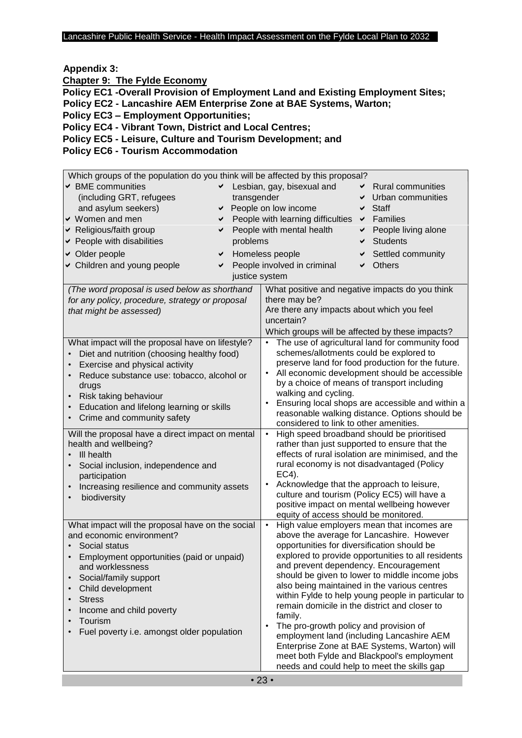**Appendix 3:**

**Chapter 9: The Fylde Economy**

**Policy EC1 -Overall Provision of Employment Land and Existing Employment Sites;**

**Policy EC2 - Lancashire AEM Enterprise Zone at BAE Systems, Warton;**

**Policy EC3 – Employment Opportunities;**

**Policy EC4 - Vibrant Town, District and Local Centres;**

**Policy EC5 - Leisure, Culture and Tourism Development; and**

**Policy EC6 - Tourism Accommodation**

| Which groups of the population do you think will be affected by this proposal? | |
|---|---|
| ✔ BME communities (including GRT, refugees and asylum seekers)<br>✔ Women and men<br>✔ Religious/faith group<br>✔ People with disabilities<br>✔ Older people<br>✔ Children and young people<br>✔ Lesbian, gay, bisexual and transgender<br>✔ People on low income<br>✔ People with learning difficulties<br>✔ People with mental health problems<br>✔ Homeless people<br>✔ People involved in criminal justice system<br>✔ Rural communities<br>✔ Urban communities<br>✔ Staff<br>✔ Families<br>✔ People living alone<br>✔ Students<br>✔ Settled community<br>✔ Others | |
| *(The word proposal is used below as shorthand for any policy, procedure, strategy or proposal that might be assessed)* | What positive and negative impacts do you think there may be?<br>Are there any impacts about which you feel uncertain?<br>Which groups will be affected by these impacts? |
| What impact will the proposal have on lifestyle?<br>• Diet and nutrition (choosing healthy food)<br>• Exercise and physical activity<br>• Reduce substance use: tobacco, alcohol or drugs<br>• Risk taking behaviour<br>• Education and lifelong learning or skills<br>• Crime and community safety | • The use of agricultural land for community food schemes/allotments could be explored to preserve land for food production for the future.<br>• All economic development should be accessible by a choice of means of transport including walking and cycling.<br>• Ensuring local shops are accessible and within a reasonable walking distance. Options should be considered to link to other amenities. |
| Will the proposal have a direct impact on mental health and wellbeing?<br>• Ill health<br>• Social inclusion, independence and participation<br>• Increasing resilience and community assets<br>• biodiversity | • High speed broadband should be prioritised rather than just supported to ensure that the effects of rural isolation are minimised, and the rural economy is not disadvantaged (Policy EC4).<br>• Acknowledge that the approach to leisure, culture and tourism (Policy EC5) will have a positive impact on mental wellbeing however equity of access should be monitored. |
| What impact will the proposal have on the social and economic environment?<br>• Social status<br>• Employment opportunities (paid or unpaid) and worklessness<br>• Social/family support<br>• Child development<br>• Stress<br>• Income and child poverty<br>• Tourism<br>• Fuel poverty i.e. amongst older population | • High value employers mean that incomes are above the average for Lancashire. However opportunities for diversification should be explored to provide opportunities to all residents and prevent dependency. Encouragement should be given to lower to middle income jobs also being maintained in the various centres within Fylde to help young people in particular to remain domicile in the district and closer to family.<br>• The pro-growth policy and provision of employment land (including Lancashire AEM Enterprise Zone at BAE Systems, Warton) will meet both Fylde and Blackpool's employment needs and could help to meet the skills gap |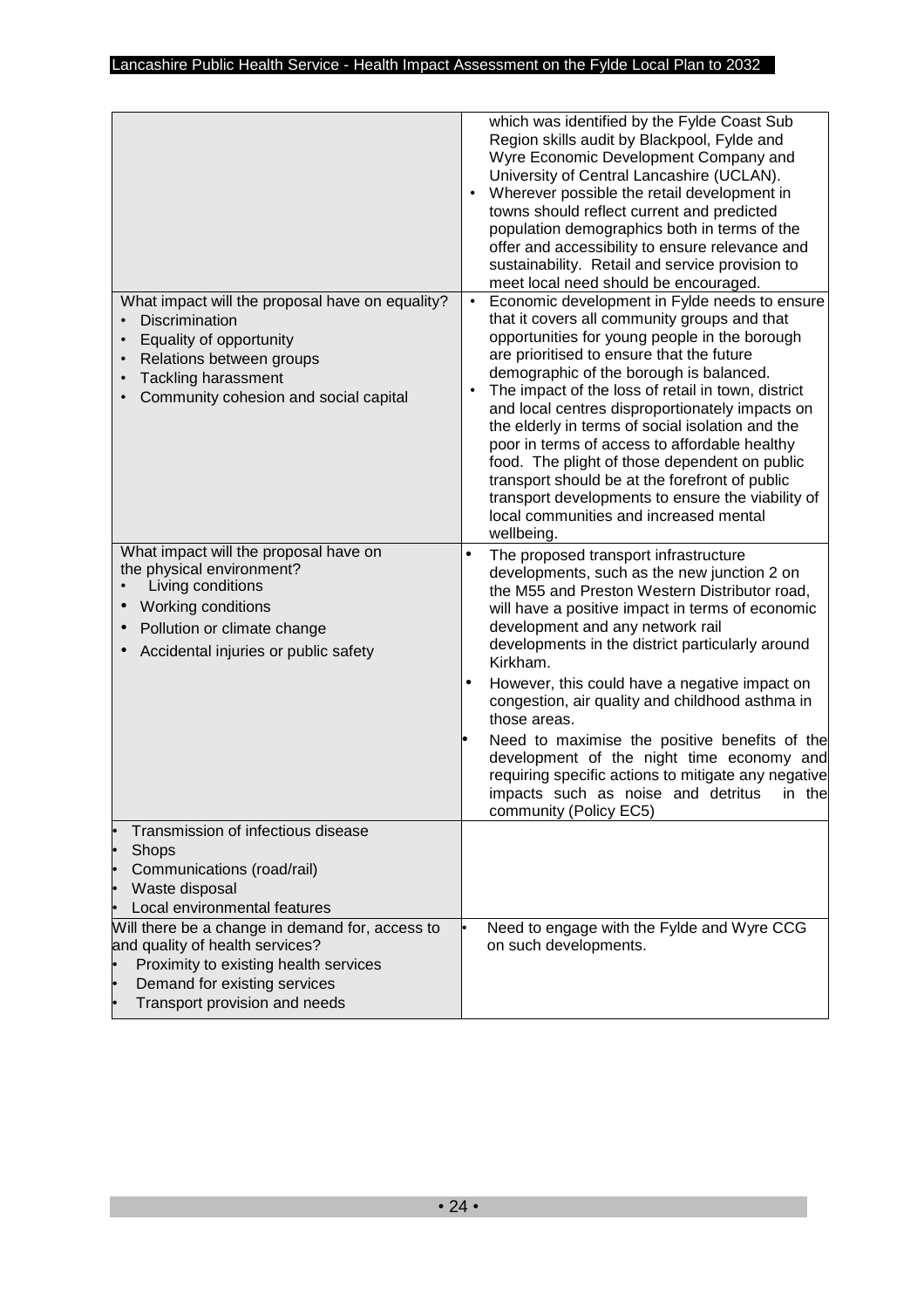| | |
|---|---|
| | which was identified by the Fylde Coast Sub Region skills audit by Blackpool, Fylde and Wyre Economic Development Company and University of Central Lancashire (UCLAN).<br>• Wherever possible the retail development in towns should reflect current and predicted population demographics both in terms of the offer and accessibility to ensure relevance and sustainability. Retail and service provision to meet local need should be encouraged. |
| What impact will the proposal have on equality?<br>• Discrimination<br>• Equality of opportunity<br>• Relations between groups<br>• Tackling harassment<br>• Community cohesion and social capital | • Economic development in Fylde needs to ensure that it covers all community groups and that opportunities for young people in the borough are prioritised to ensure that the future demographic of the borough is balanced.<br>• The impact of the loss of retail in town, district and local centres disproportionately impacts on the elderly in terms of social isolation and the poor in terms of access to affordable healthy food. The plight of those dependent on public transport should be at the forefront of public transport developments to ensure the viability of local communities and increased mental wellbeing. |
| What impact will the proposal have on the physical environment?<br>• Living conditions<br>• Working conditions<br>• Pollution or climate change<br>• Accidental injuries or public safety | • The proposed transport infrastructure developments, such as the new junction 2 on the M55 and Preston Western Distributor road, will have a positive impact in terms of economic development and any network rail developments in the district particularly around Kirkham.<br>• However, this could have a negative impact on congestion, air quality and childhood asthma in those areas.<br>• Need to maximise the positive benefits of the development of the night time economy and requiring specific actions to mitigate any negative impacts such as noise and detritus in the community (Policy EC5) |
| • Transmission of infectious disease<br>• Shops<br>• Communications (road/rail)<br>• Waste disposal<br>• Local environmental features | |
| Will there be a change in demand for, access to and quality of health services?<br>• Proximity to existing health services<br>• Demand for existing services<br>• Transport provision and needs | • Need to engage with the Fylde and Wyre CCG on such developments. |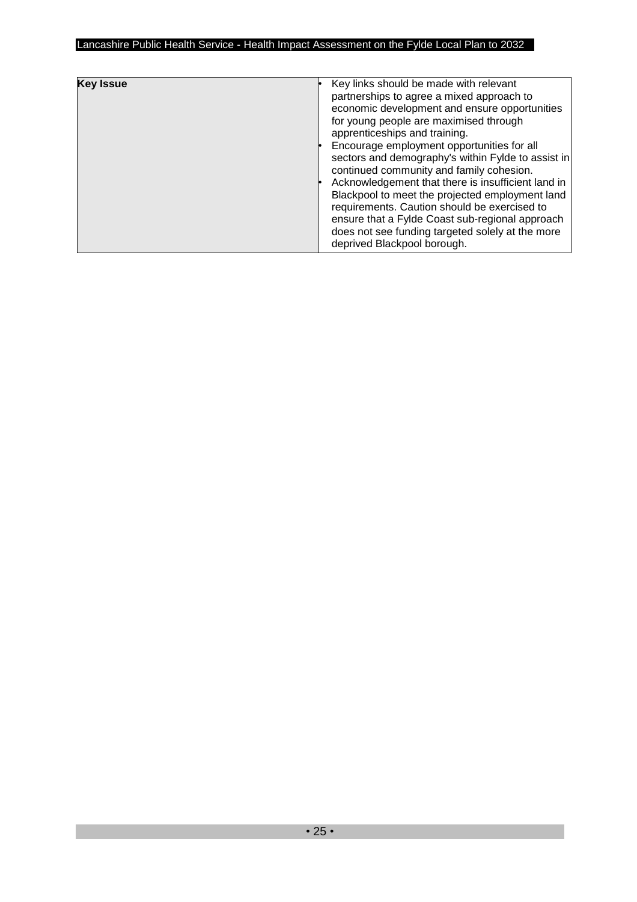| **Key Issue** | • Key links should be made with relevant partnerships to agree a mixed approach to economic development and ensure opportunities for young people are maximised through apprenticeships and training.<br>• Encourage employment opportunities for all sectors and demography's within Fylde to assist in continued community and family cohesion.<br>• Acknowledgement that there is insufficient land in Blackpool to meet the projected employment land requirements. Caution should be exercised to ensure that a Fylde Coast sub-regional approach does not see funding targeted solely at the more deprived Blackpool borough. |
|---|---|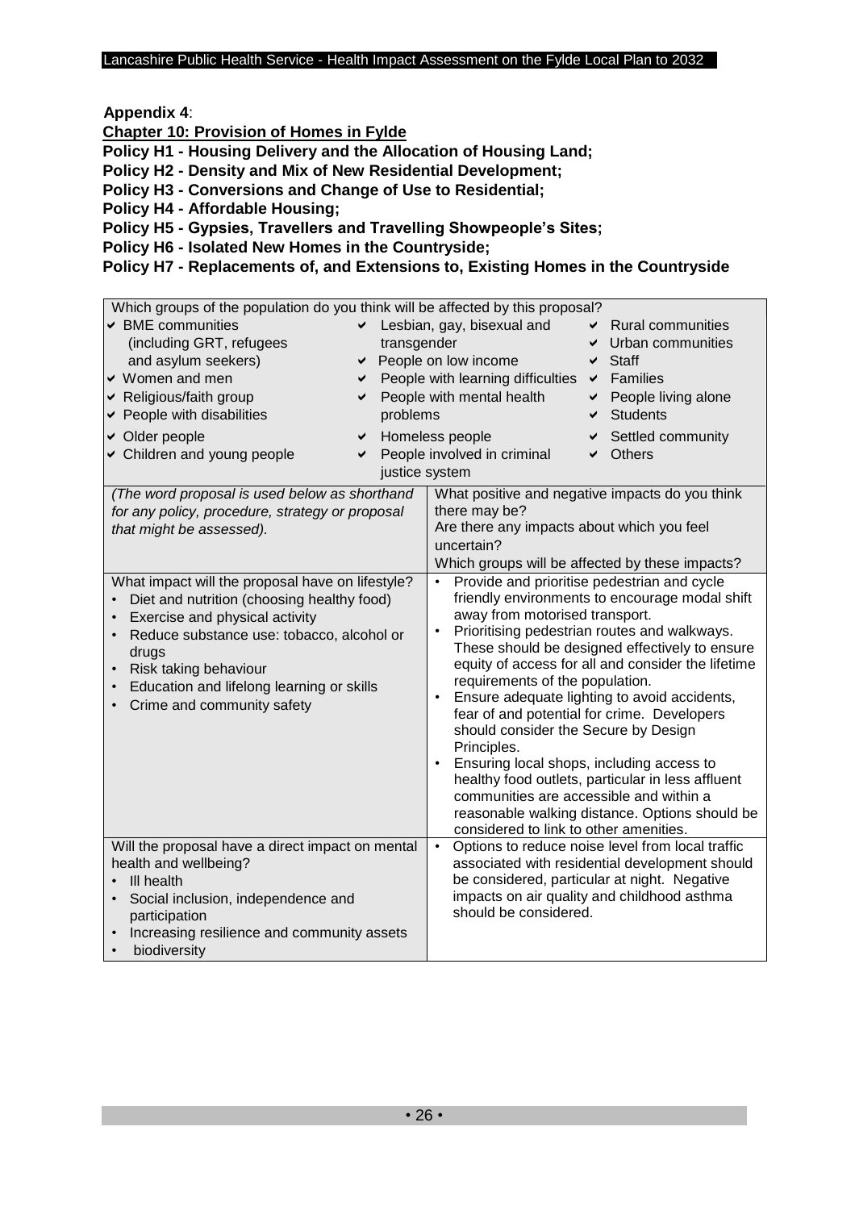**Appendix 4**:

**Chapter 10: Provision of Homes in Fylde**

**Policy H1 - Housing Delivery and the Allocation of Housing Land;**

**Policy H2 - Density and Mix of New Residential Development;**

**Policy H3 - Conversions and Change of Use to Residential;**

**Policy H4 - Affordable Housing;**

**Policy H5 - Gypsies, Travellers and Travelling Showpeople's Sites;**

**Policy H6 - Isolated New Homes in the Countryside;**

**Policy H7 - Replacements of, and Extensions to, Existing Homes in the Countryside**

Which groups of the population do you think will be affected by this proposal?

- ✔ BME communities (including GRT, refugees and asylum seekers)
- ✔ Women and men
- ✔ Religious/faith group
- ✔ People with disabilities
- ✔ Older people
- ✔ Children and young people
- ✔ Lesbian, gay, bisexual and transgender
- ✔ People on low income
- ✔ People with learning difficulties
- ✔ People with mental health problems
- ✔ Homeless people
- ✔ People involved in criminal justice system
- ✔ Rural communities
- ✔ Urban communities
- ✔ Staff
- ✔ Families
- ✔ People living alone
- ✔ Students
- ✔ Settled community
- ✔ Others

| *(The word proposal is used below as shorthand for any policy, procedure, strategy or proposal that might be assessed).* | What positive and negative impacts do you think there may be?<br>Are there any impacts about which you feel uncertain?<br>Which groups will be affected by these impacts? |
|---|---|
| What impact will the proposal have on lifestyle?<br>• Diet and nutrition (choosing healthy food)<br>• Exercise and physical activity<br>• Reduce substance use: tobacco, alcohol or drugs<br>• Risk taking behaviour<br>• Education and lifelong learning or skills<br>• Crime and community safety | • Provide and prioritise pedestrian and cycle friendly environments to encourage modal shift away from motorised transport.<br>• Prioritising pedestrian routes and walkways. These should be designed effectively to ensure equity of access for all and consider the lifetime requirements of the population.<br>• Ensure adequate lighting to avoid accidents, fear of and potential for crime. Developers should consider the Secure by Design Principles.<br>• Ensuring local shops, including access to healthy food outlets, particular in less affluent communities are accessible and within a reasonable walking distance. Options should be considered to link to other amenities. |
| Will the proposal have a direct impact on mental health and wellbeing?<br>• Ill health<br>• Social inclusion, independence and participation<br>• Increasing resilience and community assets<br>• biodiversity | • Options to reduce noise level from local traffic associated with residential development should be considered, particular at night. Negative impacts on air quality and childhood asthma should be considered. |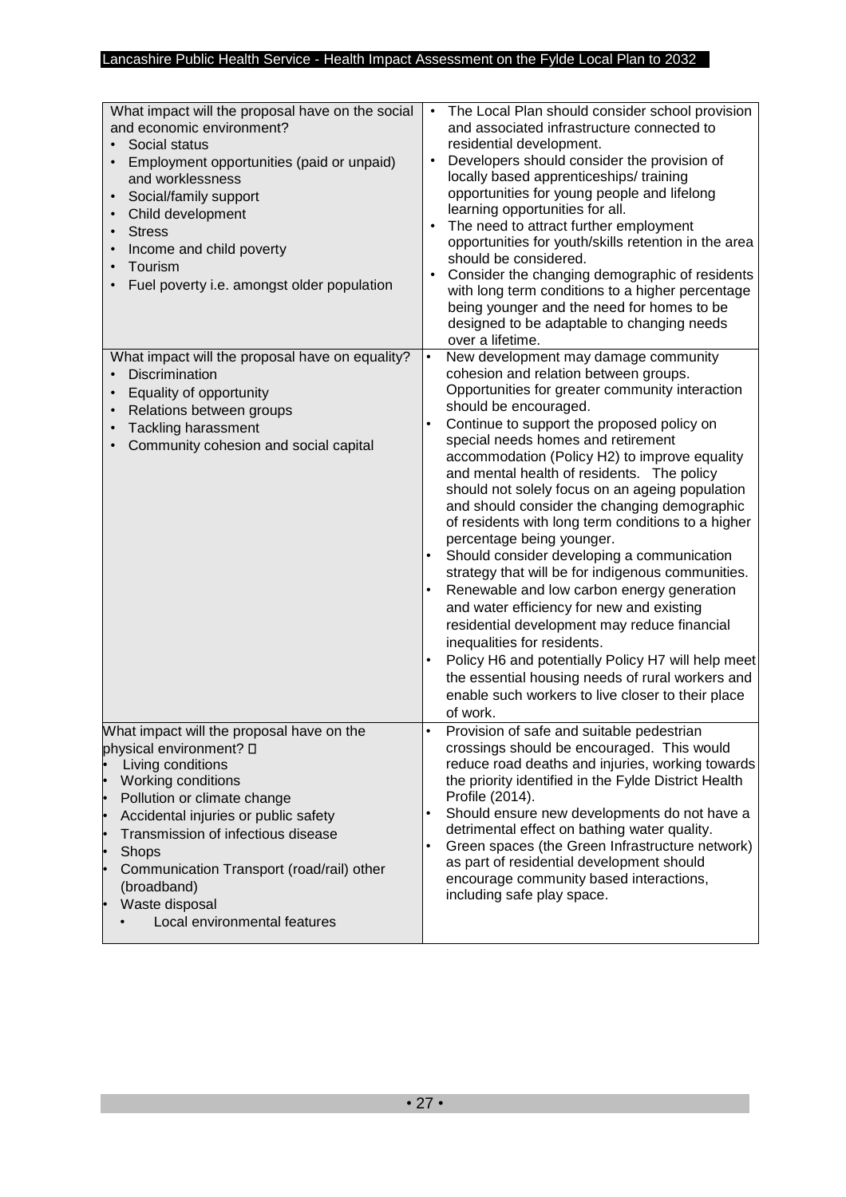| | |
|---|---|
| What impact will the proposal have on the social and economic environment?<br>• Social status<br>• Employment opportunities (paid or unpaid) and worklessness<br>• Social/family support<br>• Child development<br>• Stress<br>• Income and child poverty<br>• Tourism<br>• Fuel poverty i.e. amongst older population | • The Local Plan should consider school provision and associated infrastructure connected to residential development.<br>• Developers should consider the provision of locally based apprenticeships/ training opportunities for young people and lifelong learning opportunities for all.<br>• The need to attract further employment opportunities for youth/skills retention in the area should be considered.<br>• Consider the changing demographic of residents with long term conditions to a higher percentage being younger and the need for homes to be designed to be adaptable to changing needs over a lifetime. |
| What impact will the proposal have on equality?<br>• Discrimination<br>• Equality of opportunity<br>• Relations between groups<br>• Tackling harassment<br>• Community cohesion and social capital | • New development may damage community cohesion and relation between groups. Opportunities for greater community interaction should be encouraged.<br>• Continue to support the proposed policy on special needs homes and retirement accommodation (Policy H2) to improve equality and mental health of residents. The policy should not solely focus on an ageing population and should consider the changing demographic of residents with long term conditions to a higher percentage being younger.<br>• Should consider developing a communication strategy that will be for indigenous communities.<br>• Renewable and low carbon energy generation and water efficiency for new and existing residential development may reduce financial inequalities for residents.<br>• Policy H6 and potentially Policy H7 will help meet the essential housing needs of rural workers and enable such workers to live closer to their place of work. |
| What impact will the proposal have on the physical environment? <br>• Living conditions<br>• Working conditions<br>• Pollution or climate change<br>• Accidental injuries or public safety<br>• Transmission of infectious disease<br>• Shops<br>• Communication Transport (road/rail) other (broadband)<br>• Waste disposal<br>• Local environmental features | • Provision of safe and suitable pedestrian crossings should be encouraged. This would reduce road deaths and injuries, working towards the priority identified in the Fylde District Health Profile (2014).<br>• Should ensure new developments do not have a detrimental effect on bathing water quality.<br>• Green spaces (the Green Infrastructure network) as part of residential development should encourage community based interactions, including safe play space. |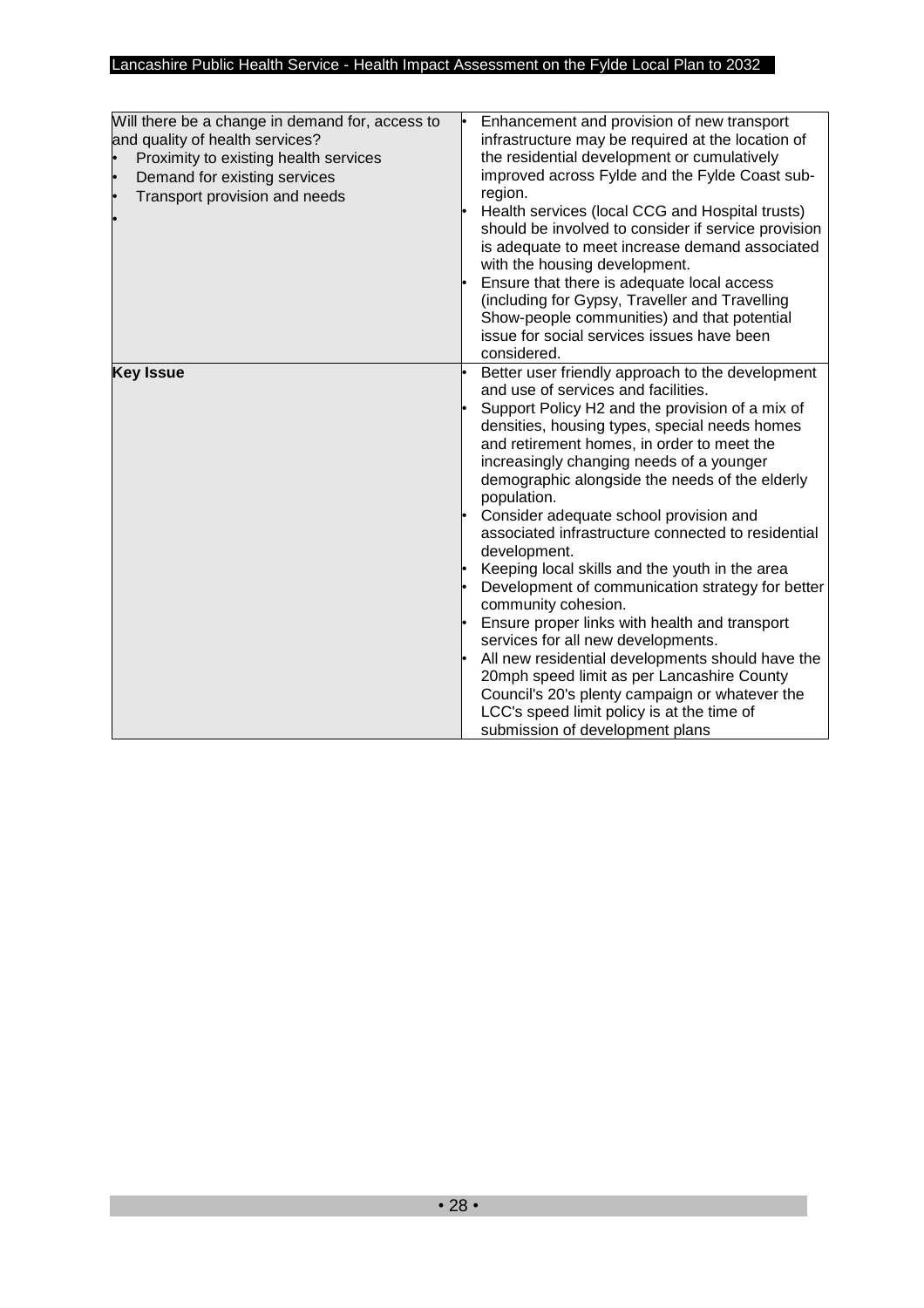| | |
|---|---|
| Will there be a change in demand for, access to and quality of health services?<br>• Proximity to existing health services<br>• Demand for existing services<br>• Transport provision and needs<br>• | • Enhancement and provision of new transport infrastructure may be required at the location of the residential development or cumulatively improved across Fylde and the Fylde Coast sub-region.<br>• Health services (local CCG and Hospital trusts) should be involved to consider if service provision is adequate to meet increase demand associated with the housing development.<br>• Ensure that there is adequate local access (including for Gypsy, Traveller and Travelling Show-people communities) and that potential issue for social services issues have been considered. |
| **Key Issue** | • Better user friendly approach to the development and use of services and facilities.<br>• Support Policy H2 and the provision of a mix of densities, housing types, special needs homes and retirement homes, in order to meet the increasingly changing needs of a younger demographic alongside the needs of the elderly population.<br>• Consider adequate school provision and associated infrastructure connected to residential development.<br>• Keeping local skills and the youth in the area<br>• Development of communication strategy for better community cohesion.<br>• Ensure proper links with health and transport services for all new developments.<br>• All new residential developments should have the 20mph speed limit as per Lancashire County Council's 20's plenty campaign or whatever the LCC's speed limit policy is at the time of submission of development plans |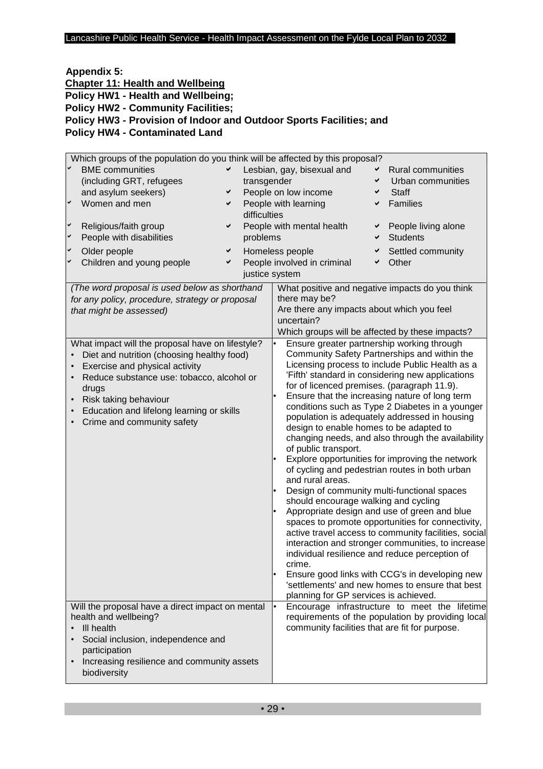**Appendix 5:**

**Chapter 11: Health and Wellbeing**

**Policy HW1 - Health and Wellbeing;**

**Policy HW2 - Community Facilities;**

**Policy HW3 - Provision of Indoor and Outdoor Sports Facilities; and**

**Policy HW4 - Contaminated Land**

Which groups of the population do you think will be affected by this proposal?

| | | |
|---|---|---|
| ✔ BME communities (including GRT, refugees and asylum seekers) | ✔ Lesbian, gay, bisexual and transgender | ✔ Rural communities |
| ✔ Women and men | ✔ People on low income | ✔ Urban communities |
| ✔ Religious/faith group | ✔ People with learning difficulties | ✔ Staff |
| ✔ People with disabilities | ✔ People with mental health problems | ✔ Families |
| ✔ Older people | ✔ Homeless people | ✔ People living alone |
| ✔ Children and young people | ✔ People involved in criminal justice system | ✔ Students |
| | | ✔ Settled community |
| | | ✔ Other |

| *(The word proposal is used below as shorthand for any policy, procedure, strategy or proposal that might be assessed)* | What positive and negative impacts do you think there may be?<br>Are there any impacts about which you feel uncertain?<br>Which groups will be affected by these impacts? |
|---|---|
| What impact will the proposal have on lifestyle?<br>• Diet and nutrition (choosing healthy food)<br>• Exercise and physical activity<br>• Reduce substance use: tobacco, alcohol or drugs<br>• Risk taking behaviour<br>• Education and lifelong learning or skills<br>• Crime and community safety | • Ensure greater partnership working through Community Safety Partnerships and within the Licensing process to include Public Health as a 'Fifth' standard in considering new applications for of licenced premises. (paragraph 11.9).<br>• Ensure that the increasing nature of long term conditions such as Type 2 Diabetes in a younger population is adequately addressed in housing design to enable homes to be adapted to changing needs, and also through the availability of public transport.<br>• Explore opportunities for improving the network of cycling and pedestrian routes in both urban and rural areas.<br>• Design of community multi-functional spaces should encourage walking and cycling<br>• Appropriate design and use of green and blue spaces to promote opportunities for connectivity, active travel access to community facilities, social interaction and stronger communities, to increase individual resilience and reduce perception of crime.<br>• Ensure good links with CCG's in developing new 'settlements' and new homes to ensure that best planning for GP services is achieved. |
| Will the proposal have a direct impact on mental health and wellbeing?<br>• Ill health<br>• Social inclusion, independence and participation<br>• Increasing resilience and community assets biodiversity | • Encourage infrastructure to meet the lifetime requirements of the population by providing local community facilities that are fit for purpose. |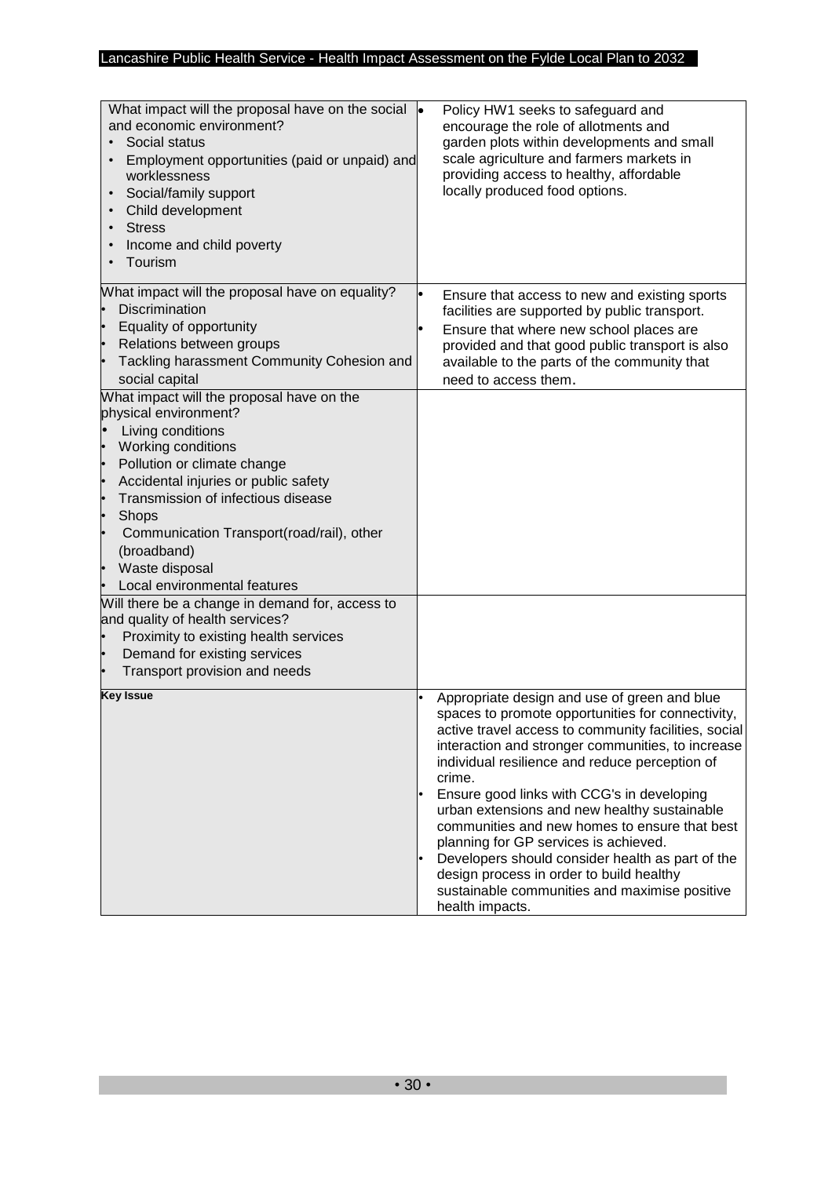| What impact will the proposal have on the social and economic environment?<br>• Social status<br>• Employment opportunities (paid or unpaid) and worklessness<br>• Social/family support<br>• Child development<br>• Stress<br>• Income and child poverty<br>• Tourism | • Policy HW1 seeks to safeguard and encourage the role of allotments and garden plots within developments and small scale agriculture and farmers markets in providing access to healthy, affordable locally produced food options. |
|---|---|
| What impact will the proposal have on equality?<br>• Discrimination<br>• Equality of opportunity<br>• Relations between groups<br>• Tackling harassment Community Cohesion and social capital | • Ensure that access to new and existing sports facilities are supported by public transport.<br>• Ensure that where new school places are provided and that good public transport is also available to the parts of the community that need to access them. |
| What impact will the proposal have on the physical environment?<br>• Living conditions<br>• Working conditions<br>• Pollution or climate change<br>• Accidental injuries or public safety<br>• Transmission of infectious disease<br>• Shops<br>• Communication Transport(road/rail), other (broadband)<br>• Waste disposal<br>• Local environmental features | |
| Will there be a change in demand for, access to and quality of health services?<br>• Proximity to existing health services<br>• Demand for existing services<br>• Transport provision and needs | |
| **Key Issue** | • Appropriate design and use of green and blue spaces to promote opportunities for connectivity, active travel access to community facilities, social interaction and stronger communities, to increase individual resilience and reduce perception of crime.<br>• Ensure good links with CCG's in developing urban extensions and new healthy sustainable communities and new homes to ensure that best planning for GP services is achieved.<br>• Developers should consider health as part of the design process in order to build healthy sustainable communities and maximise positive health impacts. |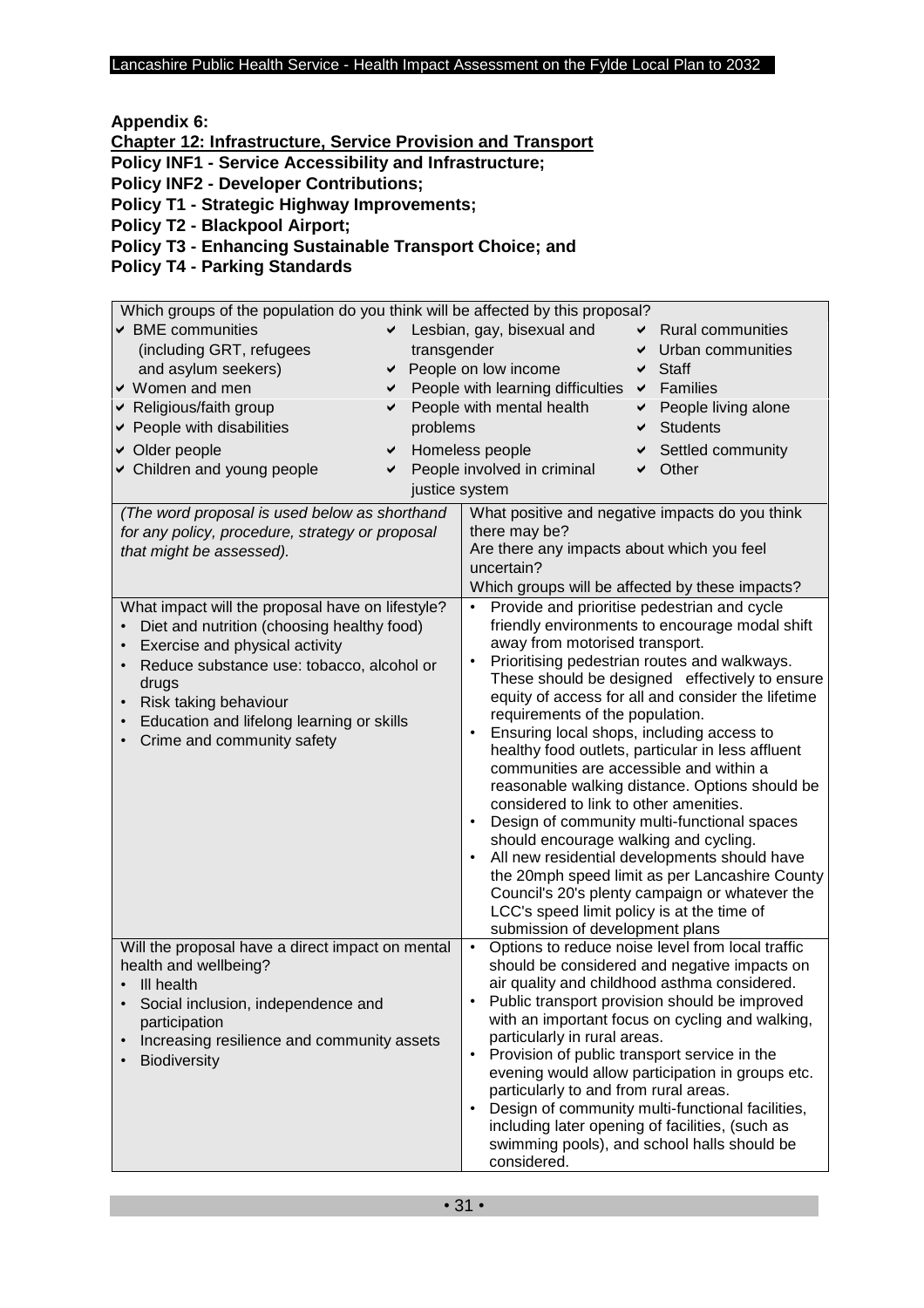**Appendix 6:**

**Chapter 12: Infrastructure, Service Provision and Transport**

**Policy INF1 - Service Accessibility and Infrastructure;**

**Policy INF2 - Developer Contributions;**

**Policy T1 - Strategic Highway Improvements;**

**Policy T2 - Blackpool Airport;**

**Policy T3 - Enhancing Sustainable Transport Choice; and**

**Policy T4 - Parking Standards**

Which groups of the population do you think will be affected by this proposal?

- ✔ BME communities (including GRT, refugees and asylum seekers)
- ✔ Women and men
- ✔ Religious/faith group
- ✔ People with disabilities
- ✔ Older people
- ✔ Children and young people
- ✔ Lesbian, gay, bisexual and transgender
- ✔ People on low income
- ✔ People with learning difficulties
- ✔ People with mental health problems
- ✔ Homeless people
- ✔ People involved in criminal justice system
- ✔ Rural communities
- ✔ Urban communities
- ✔ Staff
- ✔ Families
- ✔ People living alone
- ✔ Students
- ✔ Settled community
- ✔ Other

| *(The word proposal is used below as shorthand for any policy, procedure, strategy or proposal that might be assessed).* | What positive and negative impacts do you think there may be?<br>Are there any impacts about which you feel uncertain?<br>Which groups will be affected by these impacts? |
|---|---|
| What impact will the proposal have on lifestyle?<br>• Diet and nutrition (choosing healthy food)<br>• Exercise and physical activity<br>• Reduce substance use: tobacco, alcohol or drugs<br>• Risk taking behaviour<br>• Education and lifelong learning or skills<br>• Crime and community safety | • Provide and prioritise pedestrian and cycle friendly environments to encourage modal shift away from motorised transport.<br>• Prioritising pedestrian routes and walkways. These should be designed effectively to ensure equity of access for all and consider the lifetime requirements of the population.<br>• Ensuring local shops, including access to healthy food outlets, particular in less affluent communities are accessible and within a reasonable walking distance. Options should be considered to link to other amenities.<br>• Design of community multi-functional spaces should encourage walking and cycling.<br>• All new residential developments should have the 20mph speed limit as per Lancashire County Council's 20's plenty campaign or whatever the LCC's speed limit policy is at the time of submission of development plans |
| Will the proposal have a direct impact on mental health and wellbeing?<br>• Ill health<br>• Social inclusion, independence and participation<br>• Increasing resilience and community assets<br>• Biodiversity | • Options to reduce noise level from local traffic should be considered and negative impacts on air quality and childhood asthma considered.<br>• Public transport provision should be improved with an important focus on cycling and walking, particularly in rural areas.<br>• Provision of public transport service in the evening would allow participation in groups etc. particularly to and from rural areas.<br>• Design of community multi-functional facilities, including later opening of facilities, (such as swimming pools), and school halls should be considered. |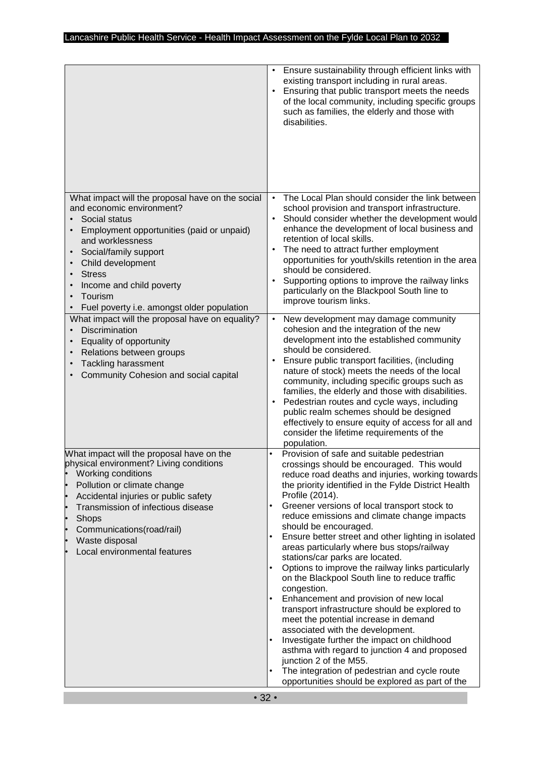| | |
|---|---|
| | • Ensure sustainability through efficient links with existing transport including in rural areas.<br>• Ensuring that public transport meets the needs of the local community, including specific groups such as families, the elderly and those with disabilities. |
| What impact will the proposal have on the social and economic environment?<br>• Social status<br>• Employment opportunities (paid or unpaid) and worklessness<br>• Social/family support<br>• Child development<br>• Stress<br>• Income and child poverty<br>• Tourism<br>• Fuel poverty i.e. amongst older population | • The Local Plan should consider the link between school provision and transport infrastructure.<br>• Should consider whether the development would enhance the development of local business and retention of local skills.<br>• The need to attract further employment opportunities for youth/skills retention in the area should be considered.<br>• Supporting options to improve the railway links particularly on the Blackpool South line to improve tourism links. |
| What impact will the proposal have on equality?<br>• Discrimination<br>• Equality of opportunity<br>• Relations between groups<br>• Tackling harassment<br>• Community Cohesion and social capital | • New development may damage community cohesion and the integration of the new development into the established community should be considered.<br>• Ensure public transport facilities, (including nature of stock) meets the needs of the local community, including specific groups such as families, the elderly and those with disabilities.<br>• Pedestrian routes and cycle ways, including public realm schemes should be designed effectively to ensure equity of access for all and consider the lifetime requirements of the population. |
| What impact will the proposal have on the physical environment? Living conditions<br>• Working conditions<br>• Pollution or climate change<br>• Accidental injuries or public safety<br>• Transmission of infectious disease<br>• Shops<br>• Communications(road/rail)<br>• Waste disposal<br>• Local environmental features | • Provision of safe and suitable pedestrian crossings should be encouraged. This would reduce road deaths and injuries, working towards the priority identified in the Fylde District Health Profile (2014).<br>• Greener versions of local transport stock to reduce emissions and climate change impacts should be encouraged.<br>• Ensure better street and other lighting in isolated areas particularly where bus stops/railway stations/car parks are located.<br>• Options to improve the railway links particularly on the Blackpool South line to reduce traffic congestion.<br>• Enhancement and provision of new local transport infrastructure should be explored to meet the potential increase in demand associated with the development.<br>• Investigate further the impact on childhood asthma with regard to junction 4 and proposed junction 2 of the M55.<br>• The integration of pedestrian and cycle route opportunities should be explored as part of the |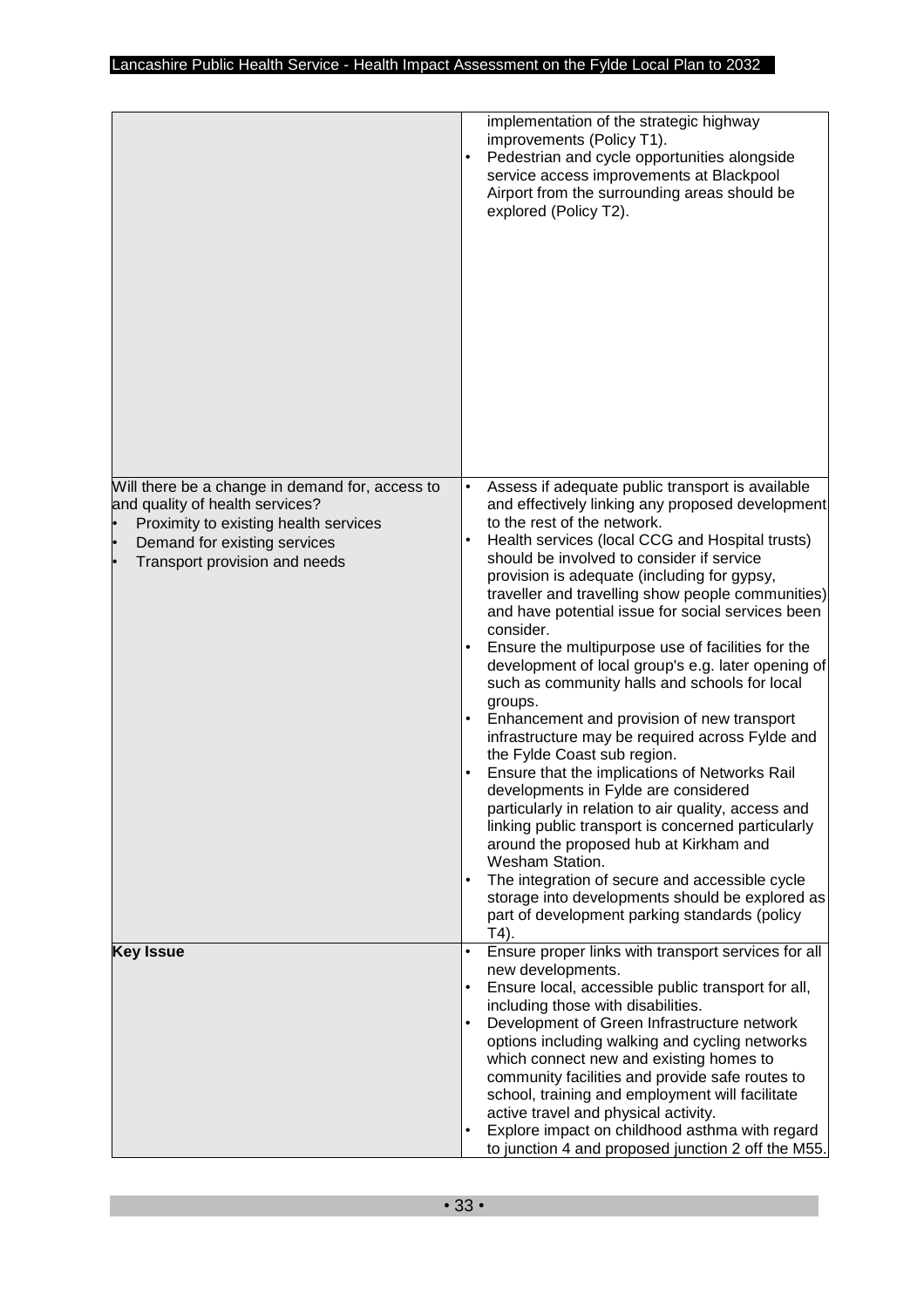| | |
|---|---|
| | implementation of the strategic highway improvements (Policy T1).<br>• Pedestrian and cycle opportunities alongside service access improvements at Blackpool Airport from the surrounding areas should be explored (Policy T2). |
| Will there be a change in demand for, access to and quality of health services?<br>• Proximity to existing health services<br>• Demand for existing services<br>• Transport provision and needs | • Assess if adequate public transport is available and effectively linking any proposed development to the rest of the network.<br>• Health services (local CCG and Hospital trusts) should be involved to consider if service provision is adequate (including for gypsy, traveller and travelling show people communities) and have potential issue for social services been consider.<br>• Ensure the multipurpose use of facilities for the development of local group's e.g. later opening of such as community halls and schools for local groups.<br>• Enhancement and provision of new transport infrastructure may be required across Fylde and the Fylde Coast sub region.<br>• Ensure that the implications of Networks Rail developments in Fylde are considered particularly in relation to air quality, access and linking public transport is concerned particularly around the proposed hub at Kirkham and Wesham Station.<br>• The integration of secure and accessible cycle storage into developments should be explored as part of development parking standards (policy T4). |
| **Key Issue** | • Ensure proper links with transport services for all new developments.<br>• Ensure local, accessible public transport for all, including those with disabilities.<br>• Development of Green Infrastructure network options including walking and cycling networks which connect new and existing homes to community facilities and provide safe routes to school, training and employment will facilitate active travel and physical activity.<br>• Explore impact on childhood asthma with regard to junction 4 and proposed junction 2 off the M55. |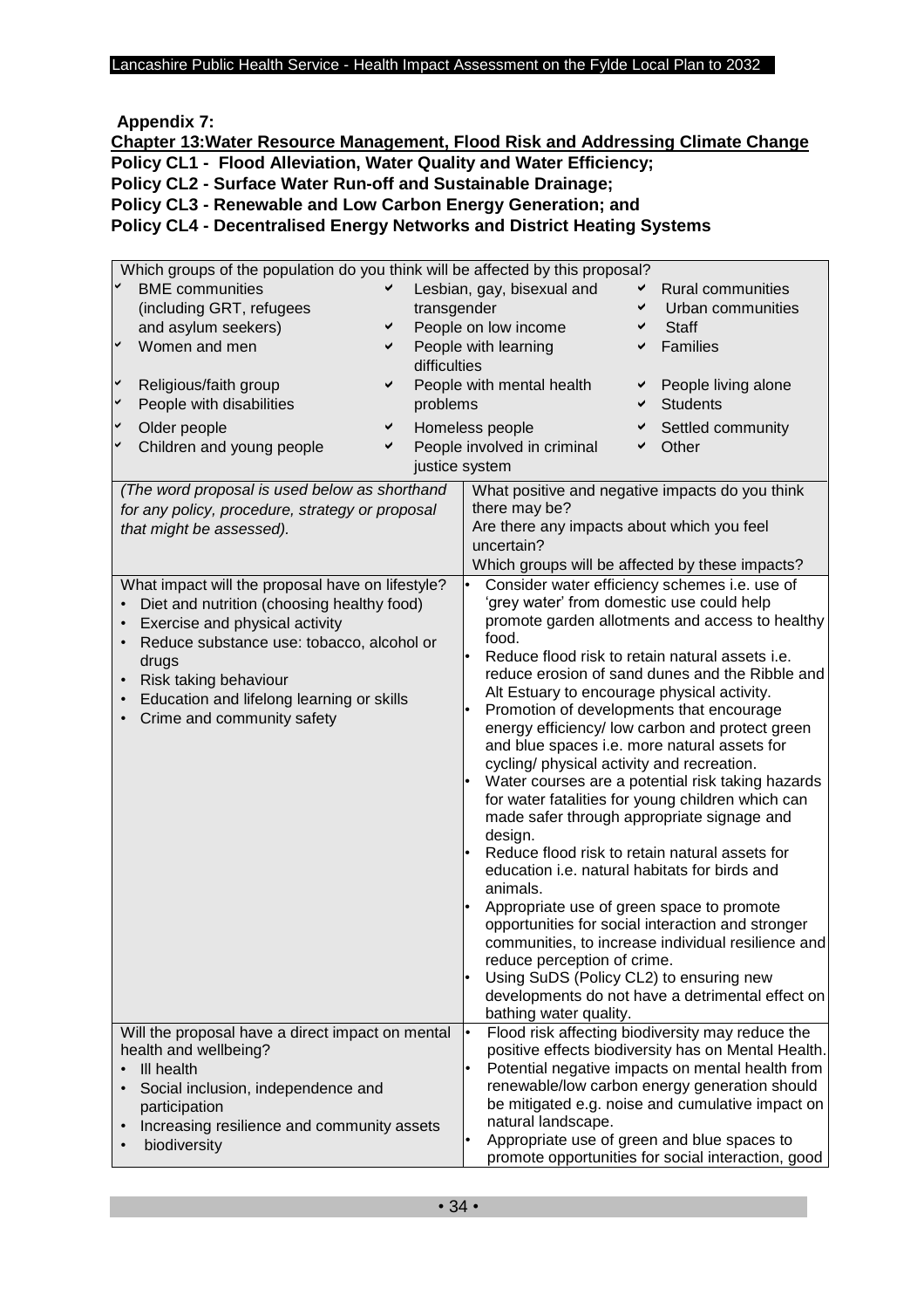**Appendix 7:**

**Chapter 13: Water Resource Management, Flood Risk and Addressing Climate Change**

**Policy CL1 - Flood Alleviation, Water Quality and Water Efficiency;**

**Policy CL2 - Surface Water Run-off and Sustainable Drainage;**

**Policy CL3 - Renewable and Low Carbon Energy Generation; and**

**Policy CL4 - Decentralised Energy Networks and District Heating Systems**

Which groups of the population do you think will be affected by this proposal?

| | | |
|---|---|---|
| ✔ BME communities (including GRT, refugees and asylum seekers) | ✔ Lesbian, gay, bisexual and transgender | ✔ Rural communities |
| ✔ Women and men | ✔ People on low income | ✔ Urban communities |
| ✔ Religious/faith group | ✔ People with learning difficulties | ✔ Staff |
| ✔ People with disabilities | ✔ People with mental health problems | ✔ Families |
| ✔ Older people | ✔ Homeless people | ✔ People living alone |
| ✔ Children and young people | ✔ People involved in criminal justice system | ✔ Students |
| | | ✔ Settled community |
| | | ✔ Other |

| *(The word proposal is used below as shorthand for any policy, procedure, strategy or proposal that might be assessed).* | What positive and negative impacts do you think there may be?<br>Are there any impacts about which you feel uncertain?<br>Which groups will be affected by these impacts? |
|---|---|
| What impact will the proposal have on lifestyle?<br>• Diet and nutrition (choosing healthy food)<br>• Exercise and physical activity<br>• Reduce substance use: tobacco, alcohol or drugs<br>• Risk taking behaviour<br>• Education and lifelong learning or skills<br>• Crime and community safety | • Consider water efficiency schemes i.e. use of 'grey water' from domestic use could help promote garden allotments and access to healthy food.<br>• Reduce flood risk to retain natural assets i.e. reduce erosion of sand dunes and the Ribble and Alt Estuary to encourage physical activity.<br>• Promotion of developments that encourage energy efficiency/ low carbon and protect green and blue spaces i.e. more natural assets for cycling/ physical activity and recreation.<br>• Water courses are a potential risk taking hazards for water fatalities for young children which can made safer through appropriate signage and design.<br>• Reduce flood risk to retain natural assets for education i.e. natural habitats for birds and animals.<br>• Appropriate use of green space to promote opportunities for social interaction and stronger communities, to increase individual resilience and reduce perception of crime.<br>• Using SuDS (Policy CL2) to ensuring new developments do not have a detrimental effect on bathing water quality. |
| Will the proposal have a direct impact on mental health and wellbeing?<br>• Ill health<br>• Social inclusion, independence and participation<br>• Increasing resilience and community assets<br>• biodiversity | • Flood risk affecting biodiversity may reduce the positive effects biodiversity has on Mental Health.<br>• Potential negative impacts on mental health from renewable/low carbon energy generation should be mitigated e.g. noise and cumulative impact on natural landscape.<br>• Appropriate use of green and blue spaces to promote opportunities for social interaction, good |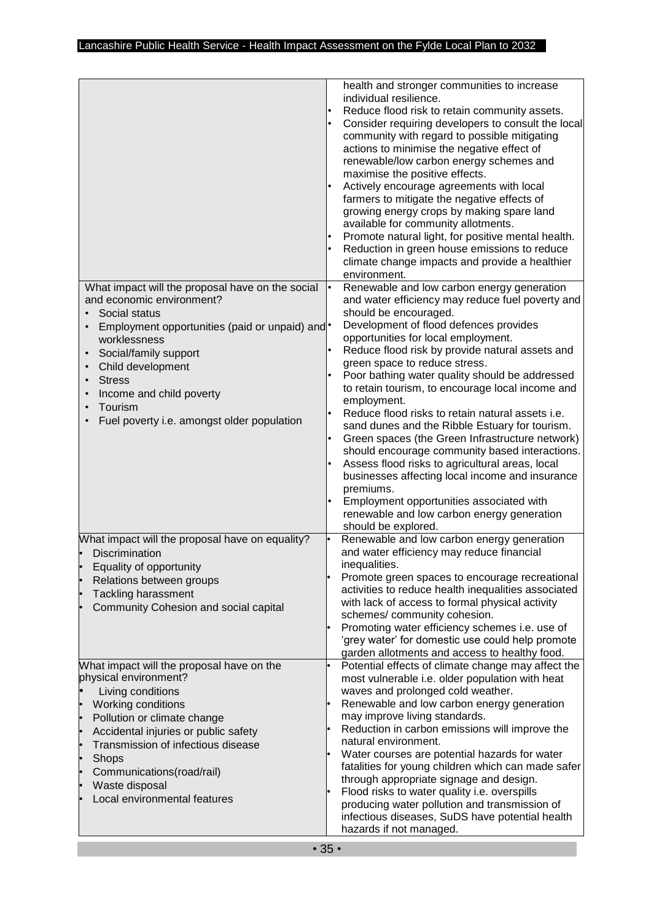| | |
|---|---|
| | health and stronger communities to increase individual resilience.<br>• Reduce flood risk to retain community assets.<br>• Consider requiring developers to consult the local community with regard to possible mitigating actions to minimise the negative effect of renewable/low carbon energy schemes and maximise the positive effects.<br>• Actively encourage agreements with local farmers to mitigate the negative effects of growing energy crops by making spare land available for community allotments.<br>• Promote natural light, for positive mental health.<br>• Reduction in green house emissions to reduce climate change impacts and provide a healthier environment. |
| What impact will the proposal have on the social and economic environment?<br>• Social status<br>• Employment opportunities (paid or unpaid) and worklessness<br>• Social/family support<br>• Child development<br>• Stress<br>• Income and child poverty<br>• Tourism<br>• Fuel poverty i.e. amongst older population | • Renewable and low carbon energy generation and water efficiency may reduce fuel poverty and should be encouraged.<br>• Development of flood defences provides opportunities for local employment.<br>• Reduce flood risk by provide natural assets and green space to reduce stress.<br>• Poor bathing water quality should be addressed to retain tourism, to encourage local income and employment.<br>• Reduce flood risks to retain natural assets i.e. sand dunes and the Ribble Estuary for tourism.<br>• Green spaces (the Green Infrastructure network) should encourage community based interactions.<br>• Assess flood risks to agricultural areas, local businesses affecting local income and insurance premiums.<br>• Employment opportunities associated with renewable and low carbon energy generation should be explored. |
| What impact will the proposal have on equality?<br>• Discrimination<br>• Equality of opportunity<br>• Relations between groups<br>• Tackling harassment<br>• Community Cohesion and social capital | • Renewable and low carbon energy generation and water efficiency may reduce financial inequalities.<br>• Promote green spaces to encourage recreational activities to reduce health inequalities associated with lack of access to formal physical activity schemes/ community cohesion.<br>• Promoting water efficiency schemes i.e. use of 'grey water' for domestic use could help promote garden allotments and access to healthy food. |
| What impact will the proposal have on the physical environment?<br>• Living conditions<br>• Working conditions<br>• Pollution or climate change<br>• Accidental injuries or public safety<br>• Transmission of infectious disease<br>• Shops<br>• Communications(road/rail)<br>• Waste disposal<br>• Local environmental features | • Potential effects of climate change may affect the most vulnerable i.e. older population with heat waves and prolonged cold weather.<br>• Renewable and low carbon energy generation may improve living standards.<br>• Reduction in carbon emissions will improve the natural environment.<br>• Water courses are potential hazards for water fatalities for young children which can made safer through appropriate signage and design.<br>• Flood risks to water quality i.e. overspills producing water pollution and transmission of infectious diseases, SuDS have potential health hazards if not managed. |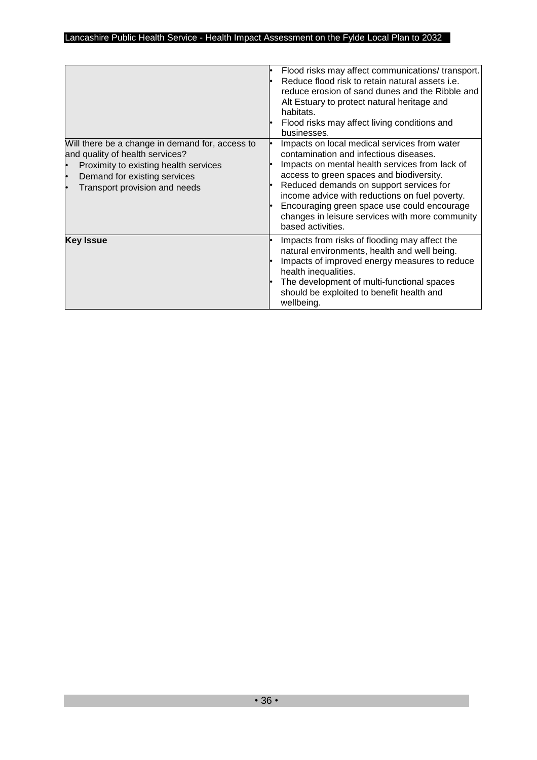|  |  |
|---|---|
|  | • Flood risks may affect communications/ transport.<br>• Reduce flood risk to retain natural assets i.e. reduce erosion of sand dunes and the Ribble and Alt Estuary to protect natural heritage and habitats.<br>• Flood risks may affect living conditions and businesses. |
| Will there be a change in demand for, access to and quality of health services?<br>• Proximity to existing health services<br>• Demand for existing services<br>• Transport provision and needs | • Impacts on local medical services from water contamination and infectious diseases.<br>• Impacts on mental health services from lack of access to green spaces and biodiversity.<br>• Reduced demands on support services for income advice with reductions on fuel poverty.<br>• Encouraging green space use could encourage changes in leisure services with more community based activities. |
| **Key Issue** | • Impacts from risks of flooding may affect the natural environments, health and well being.<br>• Impacts of improved energy measures to reduce health inequalities.<br>• The development of multi-functional spaces should be exploited to benefit health and wellbeing. |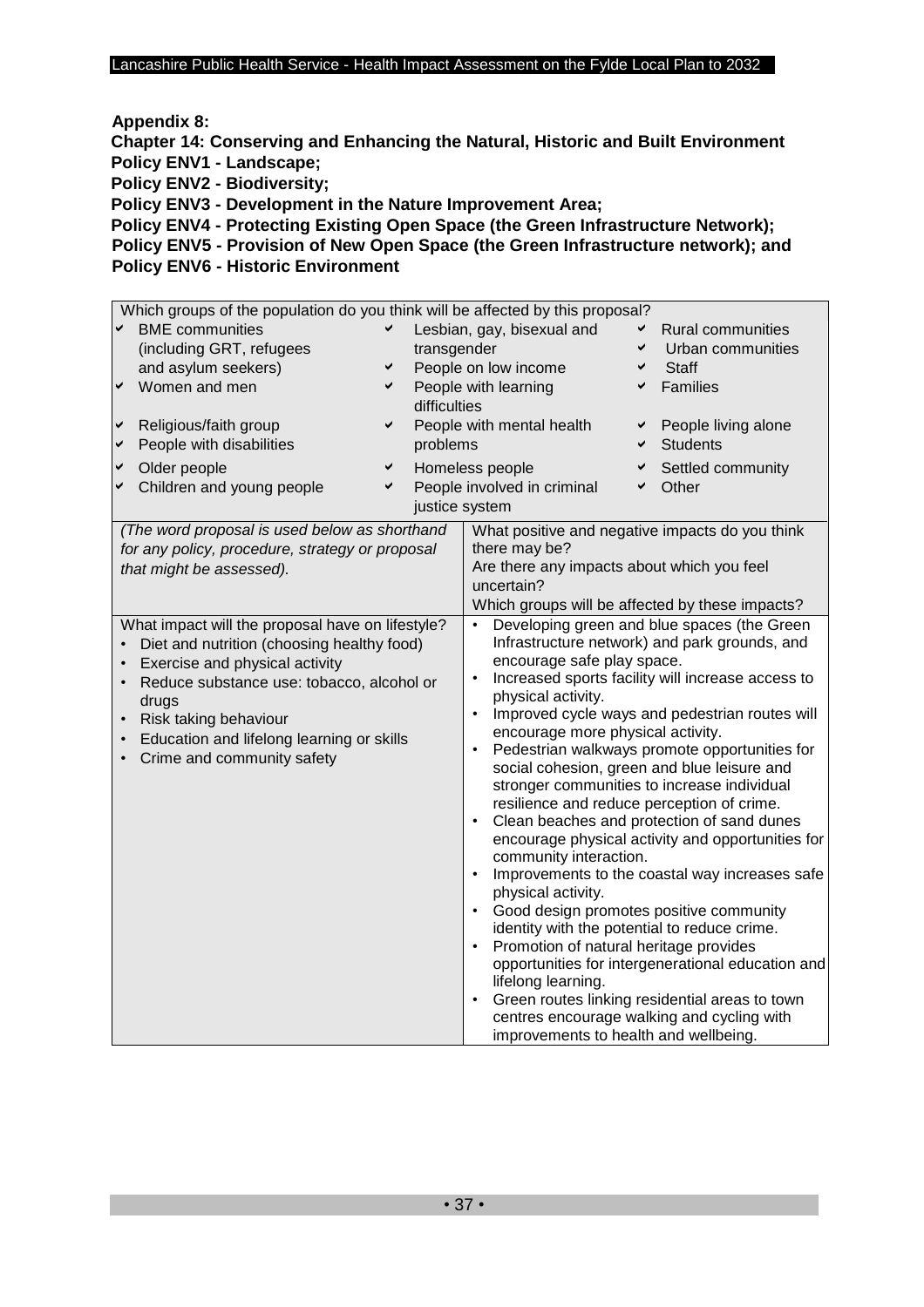**Appendix 8:**

**Chapter 14: Conserving and Enhancing the Natural, Historic and Built Environment**
**Policy ENV1 - Landscape;**
**Policy ENV2 - Biodiversity;**
**Policy ENV3 - Development in the Nature Improvement Area;**
**Policy ENV4 - Protecting Existing Open Space (the Green Infrastructure Network);**
**Policy ENV5 - Provision of New Open Space (the Green Infrastructure network); and**
**Policy ENV6 - Historic Environment**

Which groups of the population do you think will be affected by this proposal?

| | | |
|---|---|---|
| ✔ BME communities (including GRT, refugees and asylum seekers) | ✔ Lesbian, gay, bisexual and transgender | ✔ Rural communities |
| | | ✔ Urban communities |
| | ✔ People on low income | ✔ Staff |
| ✔ Women and men | ✔ People with learning difficulties | ✔ Families |
| ✔ Religious/faith group | ✔ People with mental health problems | ✔ People living alone |
| ✔ People with disabilities | | ✔ Students |
| ✔ Older people | ✔ Homeless people | ✔ Settled community |
| ✔ Children and young people | ✔ People involved in criminal justice system | ✔ Other |

| *(The word proposal is used below as shorthand for any policy, procedure, strategy or proposal that might be assessed).* | What positive and negative impacts do you think there may be?<br>Are there any impacts about which you feel uncertain?<br>Which groups will be affected by these impacts? |
|---|---|
| What impact will the proposal have on lifestyle?<br>• Diet and nutrition (choosing healthy food)<br>• Exercise and physical activity<br>• Reduce substance use: tobacco, alcohol or drugs<br>• Risk taking behaviour<br>• Education and lifelong learning or skills<br>• Crime and community safety | • Developing green and blue spaces (the Green Infrastructure network) and park grounds, and encourage safe play space.<br>• Increased sports facility will increase access to physical activity.<br>• Improved cycle ways and pedestrian routes will encourage more physical activity.<br>• Pedestrian walkways promote opportunities for social cohesion, green and blue leisure and stronger communities to increase individual resilience and reduce perception of crime.<br>• Clean beaches and protection of sand dunes encourage physical activity and opportunities for community interaction.<br>• Improvements to the coastal way increases safe physical activity.<br>• Good design promotes positive community identity with the potential to reduce crime.<br>• Promotion of natural heritage provides opportunities for intergenerational education and lifelong learning.<br>• Green routes linking residential areas to town centres encourage walking and cycling with improvements to health and wellbeing. |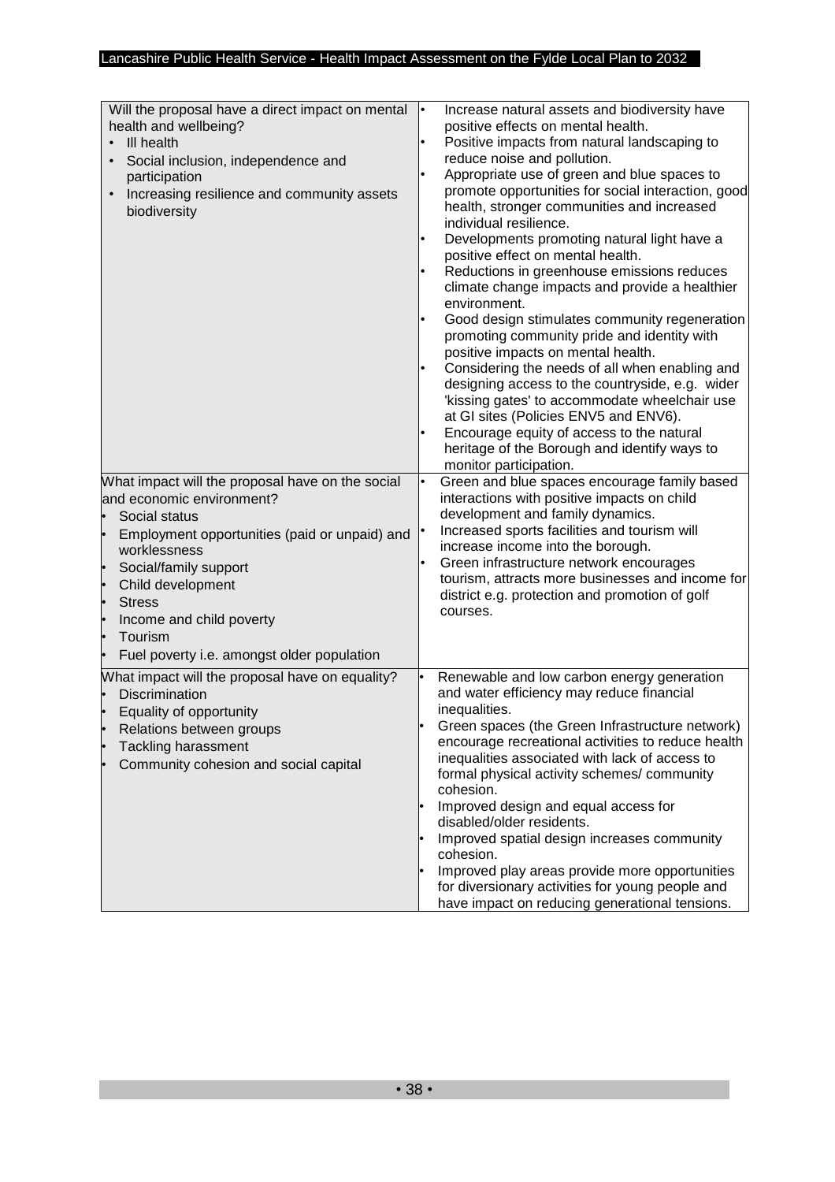| | |
|---|---|
| Will the proposal have a direct impact on mental health and wellbeing?<br>• Ill health<br>• Social inclusion, independence and participation<br>• Increasing resilience and community assets biodiversity | • Increase natural assets and biodiversity have positive effects on mental health.<br>• Positive impacts from natural landscaping to reduce noise and pollution.<br>• Appropriate use of green and blue spaces to promote opportunities for social interaction, good health, stronger communities and increased individual resilience.<br>• Developments promoting natural light have a positive effect on mental health.<br>• Reductions in greenhouse emissions reduces climate change impacts and provide a healthier environment.<br>• Good design stimulates community regeneration promoting community pride and identity with positive impacts on mental health.<br>• Considering the needs of all when enabling and designing access to the countryside, e.g. wider 'kissing gates' to accommodate wheelchair use at GI sites (Policies ENV5 and ENV6).<br>• Encourage equity of access to the natural heritage of the Borough and identify ways to monitor participation. |
| What impact will the proposal have on the social and economic environment?<br>• Social status<br>• Employment opportunities (paid or unpaid) and worklessness<br>• Social/family support<br>• Child development<br>• Stress<br>• Income and child poverty<br>• Tourism<br>• Fuel poverty i.e. amongst older population | • Green and blue spaces encourage family based interactions with positive impacts on child development and family dynamics.<br>• Increased sports facilities and tourism will increase income into the borough.<br>• Green infrastructure network encourages tourism, attracts more businesses and income for district e.g. protection and promotion of golf courses. |
| What impact will the proposal have on equality?<br>• Discrimination<br>• Equality of opportunity<br>• Relations between groups<br>• Tackling harassment<br>• Community cohesion and social capital | • Renewable and low carbon energy generation and water efficiency may reduce financial inequalities.<br>• Green spaces (the Green Infrastructure network) encourage recreational activities to reduce health inequalities associated with lack of access to formal physical activity schemes/ community cohesion.<br>• Improved design and equal access for disabled/older residents.<br>• Improved spatial design increases community cohesion.<br>• Improved play areas provide more opportunities for diversionary activities for young people and have impact on reducing generational tensions. |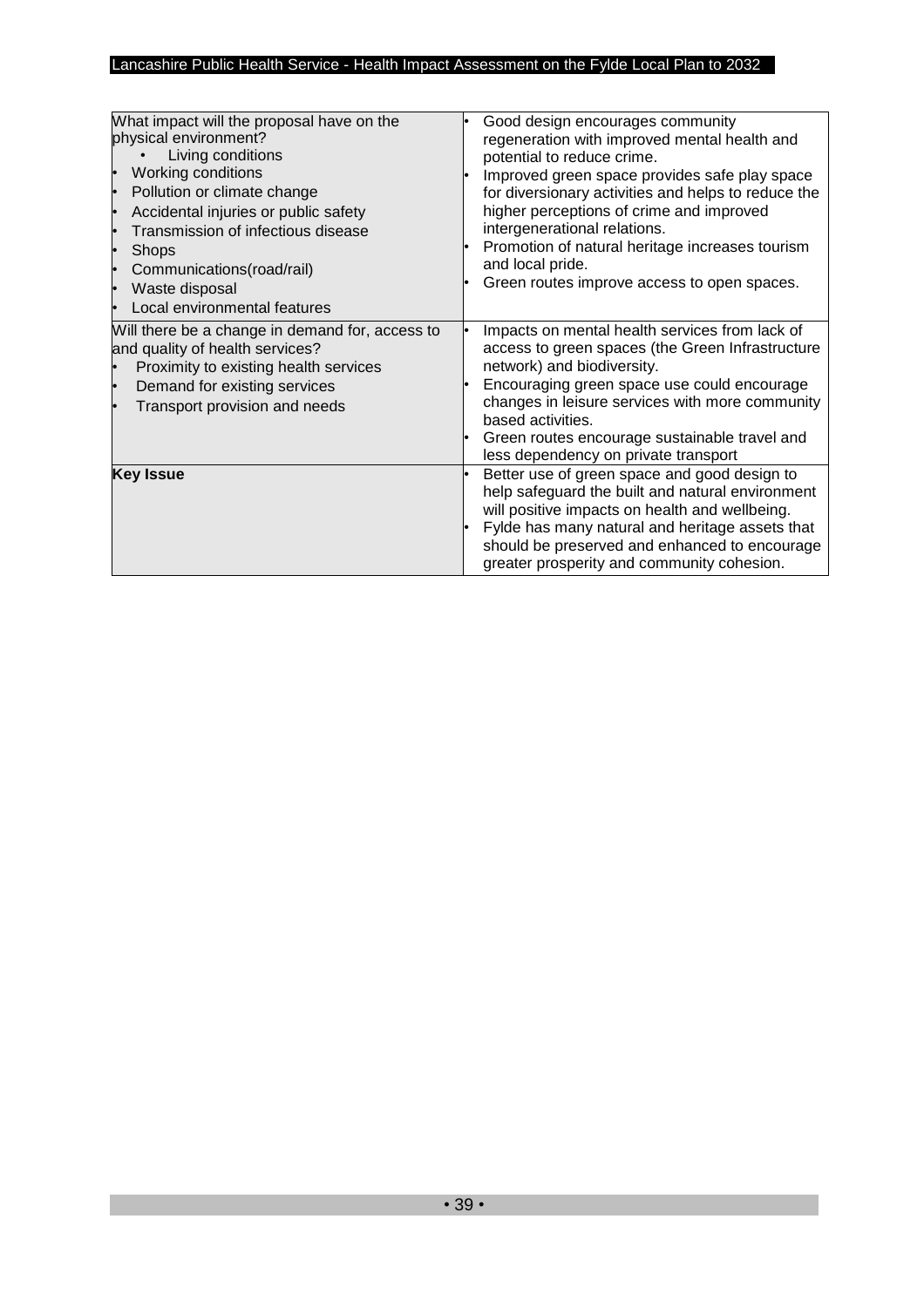| | |
|---|---|
| What impact will the proposal have on the physical environment?<br>• Living conditions<br>• Working conditions<br>• Pollution or climate change<br>• Accidental injuries or public safety<br>• Transmission of infectious disease<br>• Shops<br>• Communications(road/rail)<br>• Waste disposal<br>• Local environmental features | • Good design encourages community regeneration with improved mental health and potential to reduce crime.<br>• Improved green space provides safe play space for diversionary activities and helps to reduce the higher perceptions of crime and improved intergenerational relations.<br>• Promotion of natural heritage increases tourism and local pride.<br>• Green routes improve access to open spaces. |
| Will there be a change in demand for, access to and quality of health services?<br>• Proximity to existing health services<br>• Demand for existing services<br>• Transport provision and needs | • Impacts on mental health services from lack of access to green spaces (the Green Infrastructure network) and biodiversity.<br>• Encouraging green space use could encourage changes in leisure services with more community based activities.<br>• Green routes encourage sustainable travel and less dependency on private transport |
| **Key Issue** | • Better use of green space and good design to help safeguard the built and natural environment will positive impacts on health and wellbeing.<br>• Fylde has many natural and heritage assets that should be preserved and enhanced to encourage greater prosperity and community cohesion. |